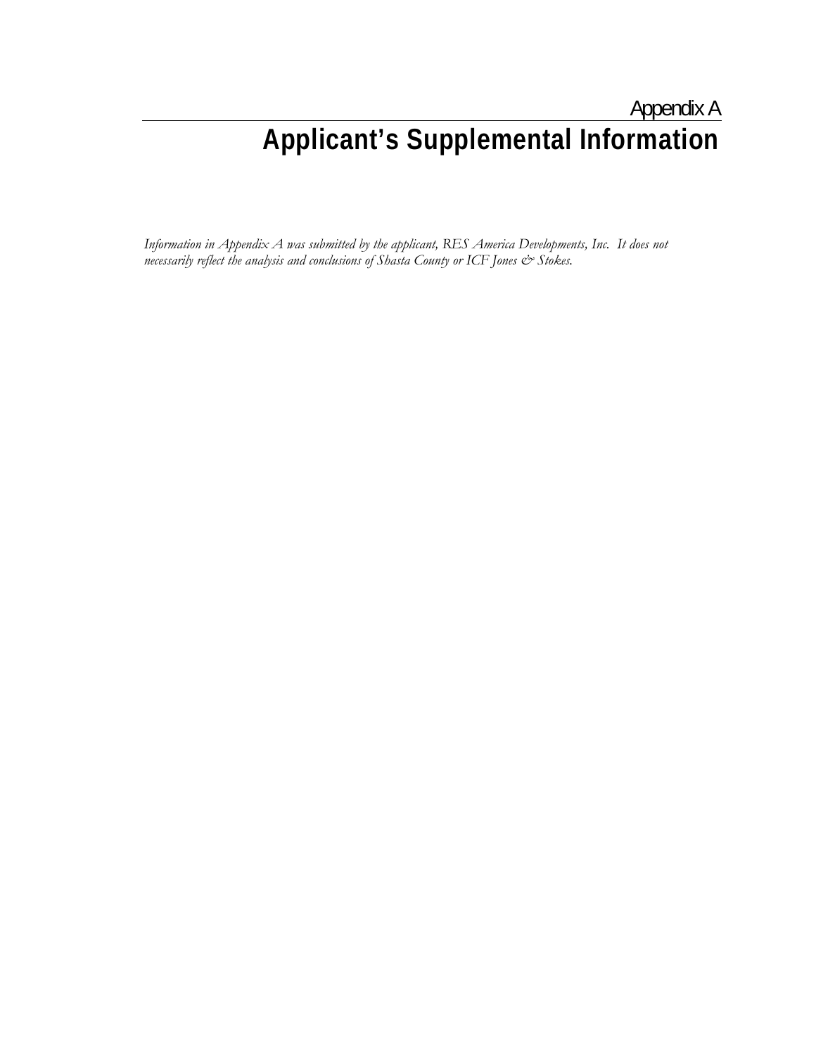# Appendix A
## Applicant's Supplemental Information

*Information in Appendix A was submitted by the applicant, RES America Developments, Inc. It does not necessarily reflect the analysis and conclusions of Shasta County or ICF Jones & Stokes.*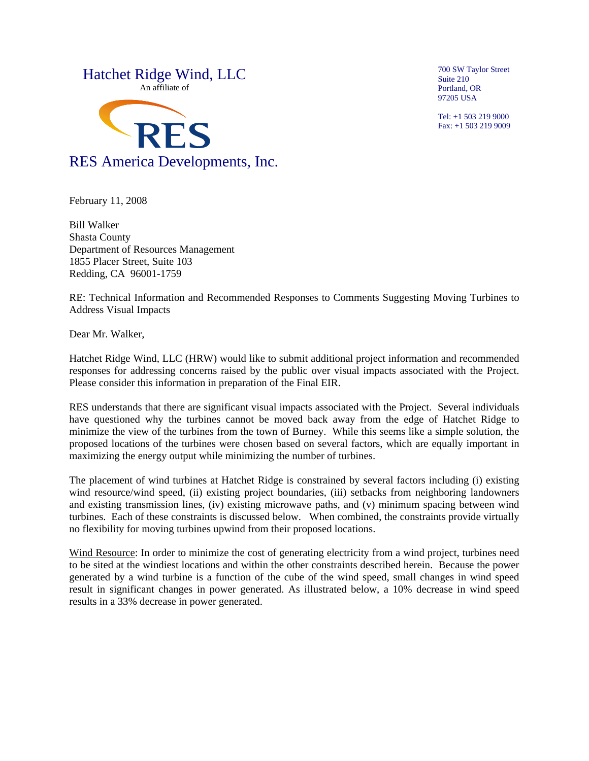Hatchet Ridge Wind, LLC

An affiliate of

RES

RES America Developments, Inc.

700 SW Taylor Street
Suite 210
Portland, OR
97205 USA

Tel: +1 503 219 9000
Fax: +1 503 219 9009

February 11, 2008

Bill Walker
Shasta County
Department of Resources Management
1855 Placer Street, Suite 103
Redding, CA 96001-1759

RE: Technical Information and Recommended Responses to Comments Suggesting Moving Turbines to Address Visual Impacts

Dear Mr. Walker,

Hatchet Ridge Wind, LLC (HRW) would like to submit additional project information and recommended responses for addressing concerns raised by the public over visual impacts associated with the Project. Please consider this information in preparation of the Final EIR.

RES understands that there are significant visual impacts associated with the Project. Several individuals have questioned why the turbines cannot be moved back away from the edge of Hatchet Ridge to minimize the view of the turbines from the town of Burney. While this seems like a simple solution, the proposed locations of the turbines were chosen based on several factors, which are equally important in maximizing the energy output while minimizing the number of turbines.

The placement of wind turbines at Hatchet Ridge is constrained by several factors including (i) existing wind resource/wind speed, (ii) existing project boundaries, (iii) setbacks from neighboring landowners and existing transmission lines, (iv) existing microwave paths, and (v) minimum spacing between wind turbines. Each of these constraints is discussed below. When combined, the constraints provide virtually no flexibility for moving turbines upwind from their proposed locations.

<u>Wind Resource</u>: In order to minimize the cost of generating electricity from a wind project, turbines need to be sited at the windiest locations and within the other constraints described herein. Because the power generated by a wind turbine is a function of the cube of the wind speed, small changes in wind speed result in significant changes in power generated. As illustrated below, a 10% decrease in wind speed results in a 33% decrease in power generated.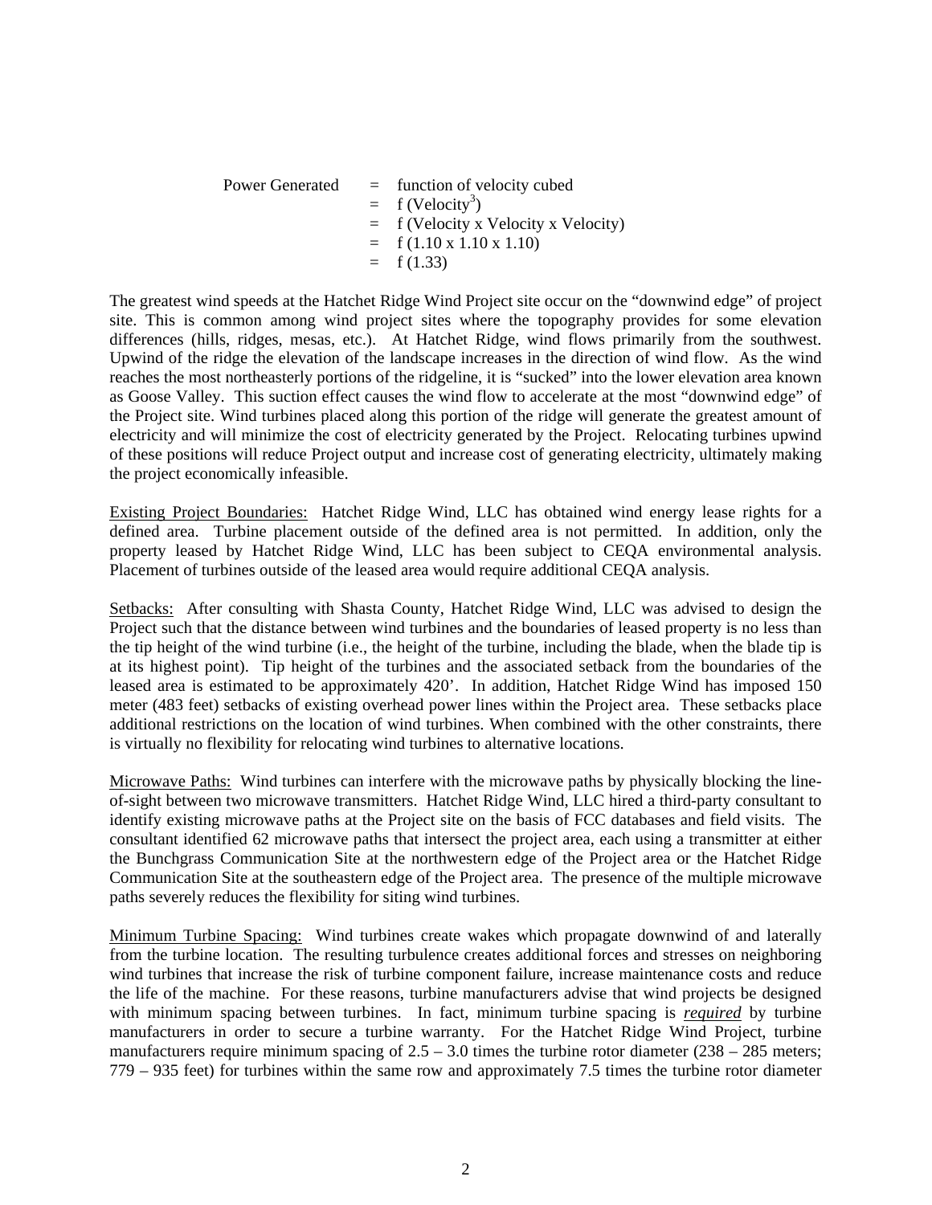$$
\begin{aligned}
\text{Power Generated} &= \text{function of velocity cubed} \\
&= f(\text{Velocity}^3) \\
&= f(\text{Velocity x Velocity x Velocity}) \\
&= f(1.10 \times 1.10 \times 1.10) \\
&= f(1.33)
\end{aligned}
$$

The greatest wind speeds at the Hatchet Ridge Wind Project site occur on the "downwind edge" of project site. This is common among wind project sites where the topography provides for some elevation differences (hills, ridges, mesas, etc.). At Hatchet Ridge, wind flows primarily from the southwest. Upwind of the ridge the elevation of the landscape increases in the direction of wind flow. As the wind reaches the most northeasterly portions of the ridgeline, it is "sucked" into the lower elevation area known as Goose Valley. This suction effect causes the wind flow to accelerate at the most "downwind edge" of the Project site. Wind turbines placed along this portion of the ridge will generate the greatest amount of electricity and will minimize the cost of electricity generated by the Project. Relocating turbines upwind of these positions will reduce Project output and increase cost of generating electricity, ultimately making the project economically infeasible.

Existing Project Boundaries: Hatchet Ridge Wind, LLC has obtained wind energy lease rights for a defined area. Turbine placement outside of the defined area is not permitted. In addition, only the property leased by Hatchet Ridge Wind, LLC has been subject to CEQA environmental analysis. Placement of turbines outside of the leased area would require additional CEQA analysis.

Setbacks: After consulting with Shasta County, Hatchet Ridge Wind, LLC was advised to design the Project such that the distance between wind turbines and the boundaries of leased property is no less than the tip height of the wind turbine (i.e., the height of the turbine, including the blade, when the blade tip is at its highest point). Tip height of the turbines and the associated setback from the boundaries of the leased area is estimated to be approximately 420'. In addition, Hatchet Ridge Wind has imposed 150 meter (483 feet) setbacks of existing overhead power lines within the Project area. These setbacks place additional restrictions on the location of wind turbines. When combined with the other constraints, there is virtually no flexibility for relocating wind turbines to alternative locations.

Microwave Paths: Wind turbines can interfere with the microwave paths by physically blocking the line-of-sight between two microwave transmitters. Hatchet Ridge Wind, LLC hired a third-party consultant to identify existing microwave paths at the Project site on the basis of FCC databases and field visits. The consultant identified 62 microwave paths that intersect the project area, each using a transmitter at either the Bunchgrass Communication Site at the northwestern edge of the Project area or the Hatchet Ridge Communication Site at the southeastern edge of the Project area. The presence of the multiple microwave paths severely reduces the flexibility for siting wind turbines.

Minimum Turbine Spacing: Wind turbines create wakes which propagate downwind of and laterally from the turbine location. The resulting turbulence creates additional forces and stresses on neighboring wind turbines that increase the risk of turbine component failure, increase maintenance costs and reduce the life of the machine. For these reasons, turbine manufacturers advise that wind projects be designed with minimum spacing between turbines. In fact, minimum turbine spacing is ***required*** by turbine manufacturers in order to secure a turbine warranty. For the Hatchet Ridge Wind Project, turbine manufacturers require minimum spacing of 2.5 – 3.0 times the turbine rotor diameter (238 – 285 meters; 779 – 935 feet) for turbines within the same row and approximately 7.5 times the turbine rotor diameter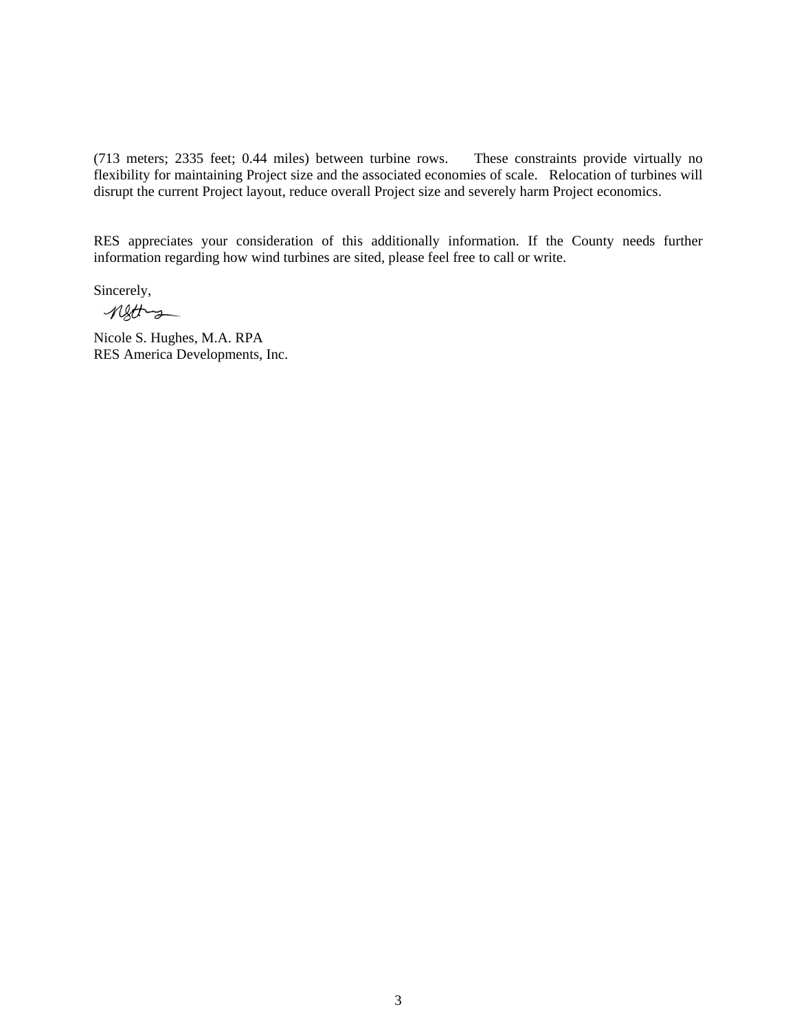(713 meters; 2335 feet; 0.44 miles) between turbine rows. These constraints provide virtually no flexibility for maintaining Project size and the associated economies of scale. Relocation of turbines will disrupt the current Project layout, reduce overall Project size and severely harm Project economics.

RES appreciates your consideration of this additionally information. If the County needs further information regarding how wind turbines are sited, please feel free to call or write.

Sincerely,

Nicole S. Hughes, M.A. RPA
RES America Developments, Inc.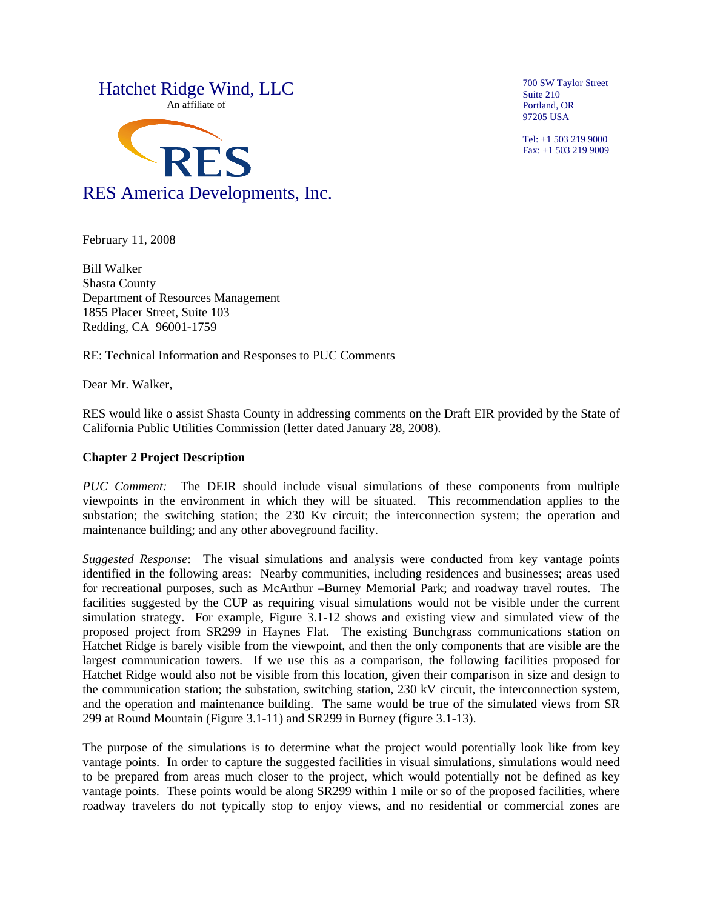Hatchet Ridge Wind, LLC

An affiliate of

RES

RES America Developments, Inc.

700 SW Taylor Street
Suite 210
Portland, OR
97205 USA

Tel: +1 503 219 9000
Fax: +1 503 219 9009

February 11, 2008

Bill Walker
Shasta County
Department of Resources Management
1855 Placer Street, Suite 103
Redding, CA 96001-1759

RE: Technical Information and Responses to PUC Comments

Dear Mr. Walker,

RES would like o assist Shasta County in addressing comments on the Draft EIR provided by the State of California Public Utilities Commission (letter dated January 28, 2008).

**Chapter 2 Project Description**

*PUC Comment:* The DEIR should include visual simulations of these components from multiple viewpoints in the environment in which they will be situated. This recommendation applies to the substation; the switching station; the 230 Kv circuit; the interconnection system; the operation and maintenance building; and any other aboveground facility.

*Suggested Response*: The visual simulations and analysis were conducted from key vantage points identified in the following areas: Nearby communities, including residences and businesses; areas used for recreational purposes, such as McArthur –Burney Memorial Park; and roadway travel routes. The facilities suggested by the CUP as requiring visual simulations would not be visible under the current simulation strategy. For example, Figure 3.1-12 shows and existing view and simulated view of the proposed project from SR299 in Haynes Flat. The existing Bunchgrass communications station on Hatchet Ridge is barely visible from the viewpoint, and then the only components that are visible are the largest communication towers. If we use this as a comparison, the following facilities proposed for Hatchet Ridge would also not be visible from this location, given their comparison in size and design to the communication station; the substation, switching station, 230 kV circuit, the interconnection system, and the operation and maintenance building. The same would be true of the simulated views from SR 299 at Round Mountain (Figure 3.1-11) and SR299 in Burney (figure 3.1-13).

The purpose of the simulations is to determine what the project would potentially look like from key vantage points. In order to capture the suggested facilities in visual simulations, simulations would need to be prepared from areas much closer to the project, which would potentially not be defined as key vantage points. These points would be along SR299 within 1 mile or so of the proposed facilities, where roadway travelers do not typically stop to enjoy views, and no residential or commercial zones are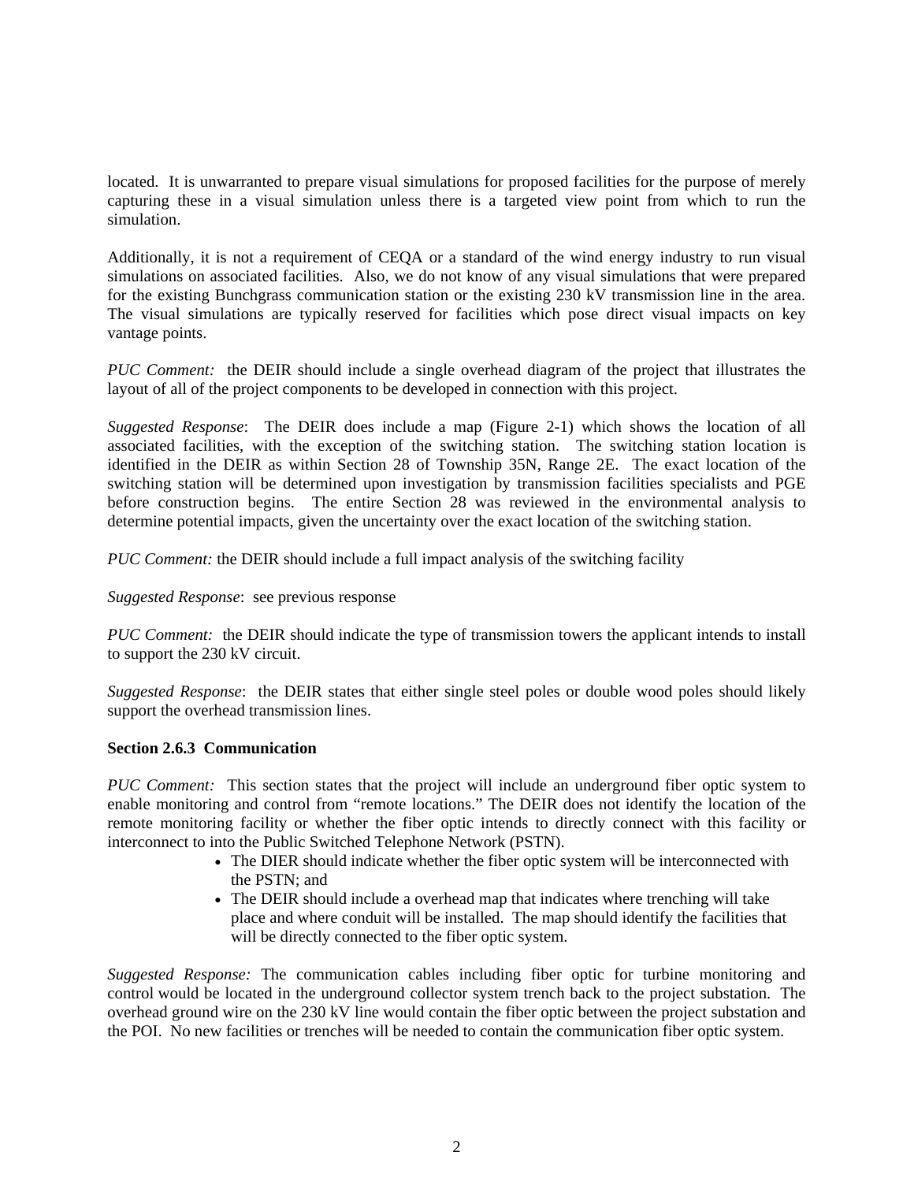located. It is unwarranted to prepare visual simulations for proposed facilities for the purpose of merely capturing these in a visual simulation unless there is a targeted view point from which to run the simulation.

Additionally, it is not a requirement of CEQA or a standard of the wind energy industry to run visual simulations on associated facilities. Also, we do not know of any visual simulations that were prepared for the existing Bunchgrass communication station or the existing 230 kV transmission line in the area. The visual simulations are typically reserved for facilities which pose direct visual impacts on key vantage points.

*PUC Comment:* the DEIR should include a single overhead diagram of the project that illustrates the layout of all of the project components to be developed in connection with this project.

*Suggested Response*: The DEIR does include a map (Figure 2-1) which shows the location of all associated facilities, with the exception of the switching station. The switching station location is identified in the DEIR as within Section 28 of Township 35N, Range 2E. The exact location of the switching station will be determined upon investigation by transmission facilities specialists and PGE before construction begins. The entire Section 28 was reviewed in the environmental analysis to determine potential impacts, given the uncertainty over the exact location of the switching station.

*PUC Comment:* the DEIR should include a full impact analysis of the switching facility

*Suggested Response*: see previous response

*PUC Comment:* the DEIR should indicate the type of transmission towers the applicant intends to install to support the 230 kV circuit.

*Suggested Response*: the DEIR states that either single steel poles or double wood poles should likely support the overhead transmission lines.

**Section 2.6.3 Communication**

*PUC Comment:* This section states that the project will include an underground fiber optic system to enable monitoring and control from "remote locations." The DEIR does not identify the location of the remote monitoring facility or whether the fiber optic intends to directly connect with this facility or interconnect to into the Public Switched Telephone Network (PSTN).

- The DIER should indicate whether the fiber optic system will be interconnected with the PSTN; and
- The DEIR should include a overhead map that indicates where trenching will take place and where conduit will be installed. The map should identify the facilities that will be directly connected to the fiber optic system.

*Suggested Response:* The communication cables including fiber optic for turbine monitoring and control would be located in the underground collector system trench back to the project substation. The overhead ground wire on the 230 kV line would contain the fiber optic between the project substation and the POI. No new facilities or trenches will be needed to contain the communication fiber optic system.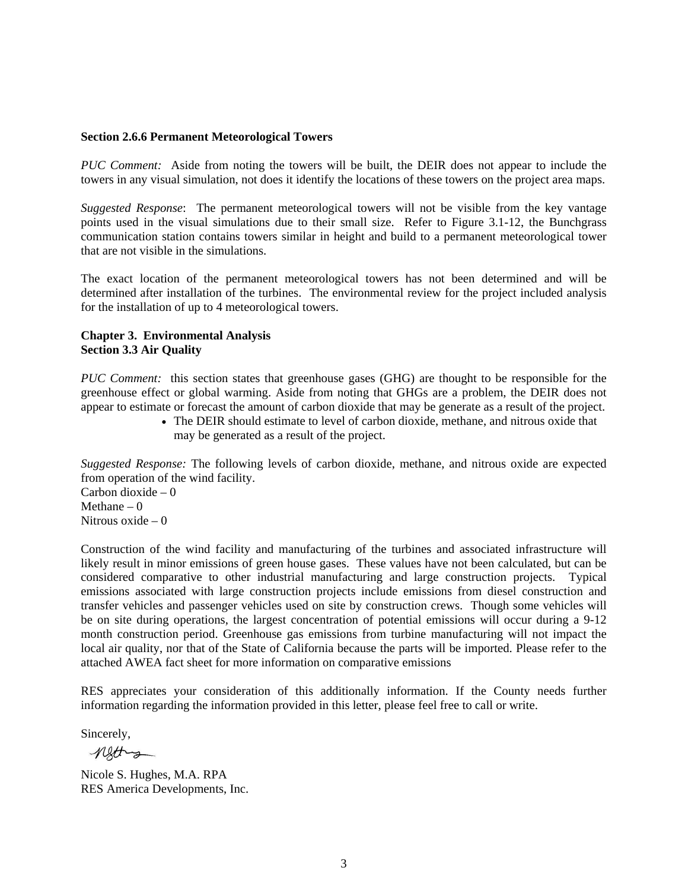**Section 2.6.6 Permanent Meteorological Towers**

*PUC Comment:* Aside from noting the towers will be built, the DEIR does not appear to include the towers in any visual simulation, not does it identify the locations of these towers on the project area maps.

*Suggested Response*: The permanent meteorological towers will not be visible from the key vantage points used in the visual simulations due to their small size. Refer to Figure 3.1-12, the Bunchgrass communication station contains towers similar in height and build to a permanent meteorological tower that are not visible in the simulations.

The exact location of the permanent meteorological towers has not been determined and will be determined after installation of the turbines. The environmental review for the project included analysis for the installation of up to 4 meteorological towers.

**Chapter 3. Environmental Analysis**
**Section 3.3 Air Quality**

*PUC Comment:* this section states that greenhouse gases (GHG) are thought to be responsible for the greenhouse effect or global warming. Aside from noting that GHGs are a problem, the DEIR does not appear to estimate or forecast the amount of carbon dioxide that may be generate as a result of the project.

- The DEIR should estimate to level of carbon dioxide, methane, and nitrous oxide that may be generated as a result of the project.

*Suggested Response:* The following levels of carbon dioxide, methane, and nitrous oxide are expected from operation of the wind facility.
Carbon dioxide – 0
Methane – 0
Nitrous oxide – 0

Construction of the wind facility and manufacturing of the turbines and associated infrastructure will likely result in minor emissions of green house gases. These values have not been calculated, but can be considered comparative to other industrial manufacturing and large construction projects. Typical emissions associated with large construction projects include emissions from diesel construction and transfer vehicles and passenger vehicles used on site by construction crews. Though some vehicles will be on site during operations, the largest concentration of potential emissions will occur during a 9-12 month construction period. Greenhouse gas emissions from turbine manufacturing will not impact the local air quality, nor that of the State of California because the parts will be imported. Please refer to the attached AWEA fact sheet for more information on comparative emissions

RES appreciates your consideration of this additionally information. If the County needs further information regarding the information provided in this letter, please feel free to call or write.

Sincerely,

Nicole S. Hughes, M.A. RPA
RES America Developments, Inc.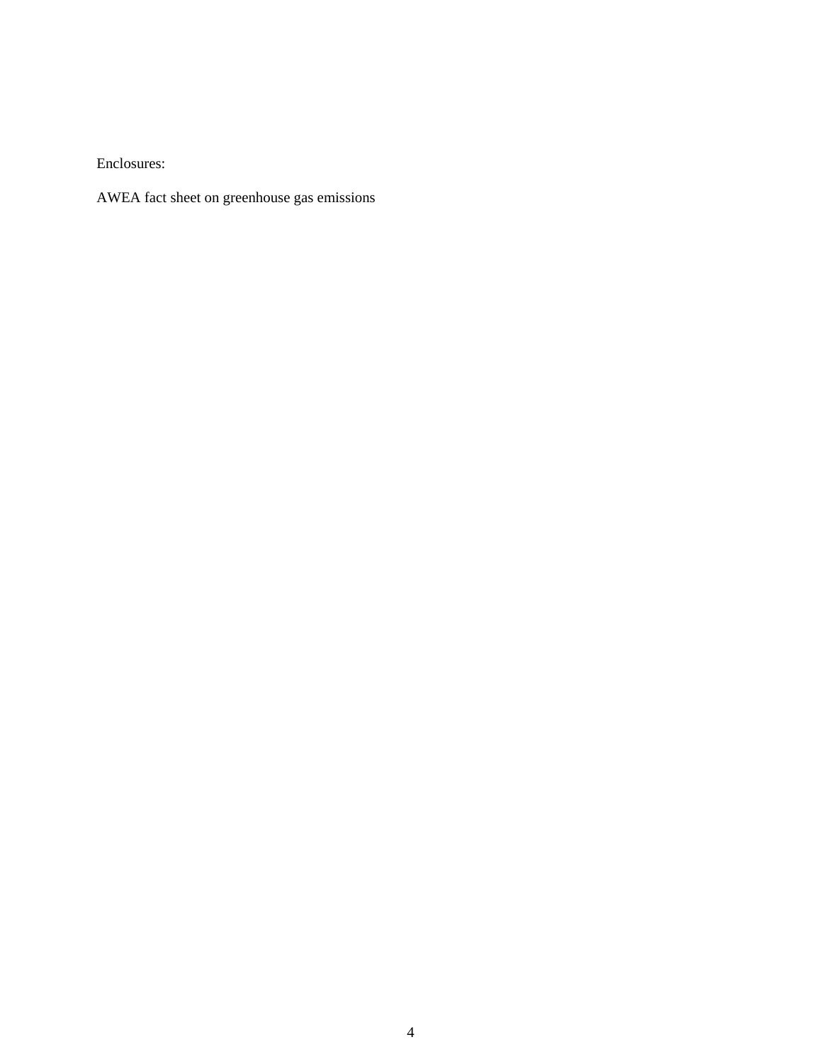Enclosures:

AWEA fact sheet on greenhouse gas emissions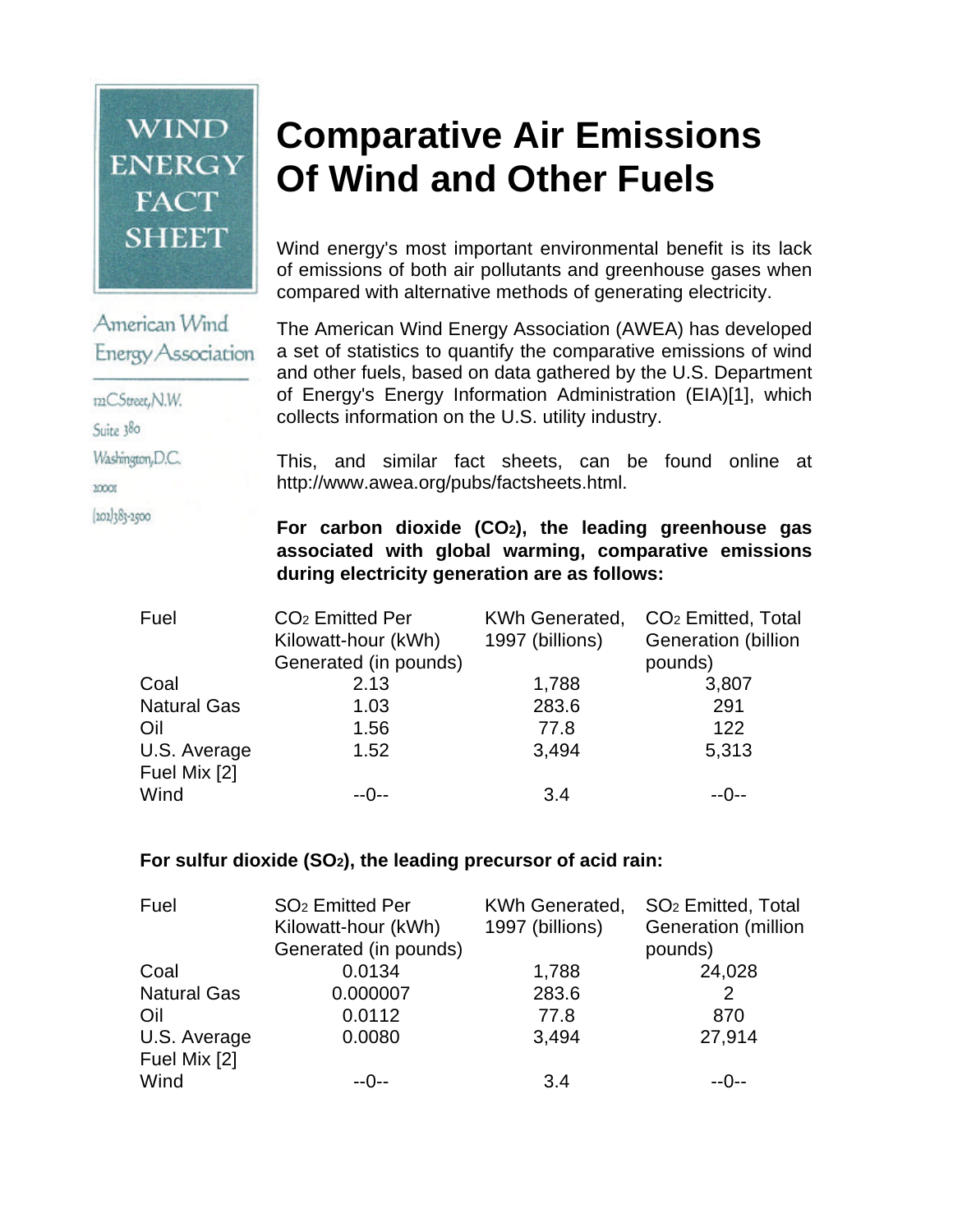WIND ENERGY FACT SHEET

American Wind Energy Association

122 C Street, N.W.
Suite 380
Washington, D.C.
20001
(202) 383-2500

# Comparative Air Emissions Of Wind and Other Fuels

Wind energy's most important environmental benefit is its lack of emissions of both air pollutants and greenhouse gases when compared with alternative methods of generating electricity.

The American Wind Energy Association (AWEA) has developed a set of statistics to quantify the comparative emissions of wind and other fuels, based on data gathered by the U.S. Department of Energy's Energy Information Administration (EIA)[1], which collects information on the U.S. utility industry.

This, and similar fact sheets, can be found online at http://www.awea.org/pubs/factsheets.html.

**For carbon dioxide ($CO_2$), the leading greenhouse gas associated with global warming, comparative emissions during electricity generation are as follows:**

| Fuel | $CO_2$ Emitted Per Kilowatt-hour (kWh) Generated (in pounds) | KWh Generated, 1997 (billions) | $CO_2$ Emitted, Total Generation (billion pounds) |
|---|---|---|---|
| Coal | 2.13 | 1,788 | 3,807 |
| Natural Gas | 1.03 | 283.6 | 291 |
| Oil | 1.56 | 77.8 | 122 |
| U.S. Average Fuel Mix [2] | 1.52 | 3,494 | 5,313 |
| Wind | --0-- | 3.4 | --0-- |

**For sulfur dioxide ($SO_2$), the leading precursor of acid rain:**

| Fuel | $SO_2$ Emitted Per Kilowatt-hour (kWh) Generated (in pounds) | KWh Generated, 1997 (billions) | $SO_2$ Emitted, Total Generation (million pounds) |
|---|---|---|---|
| Coal | 0.0134 | 1,788 | 24,028 |
| Natural Gas | 0.000007 | 283.6 | 2 |
| Oil | 0.0112 | 77.8 | 870 |
| U.S. Average Fuel Mix [2] | 0.0080 | 3,494 | 27,914 |
| Wind | --0-- | 3.4 | --0-- |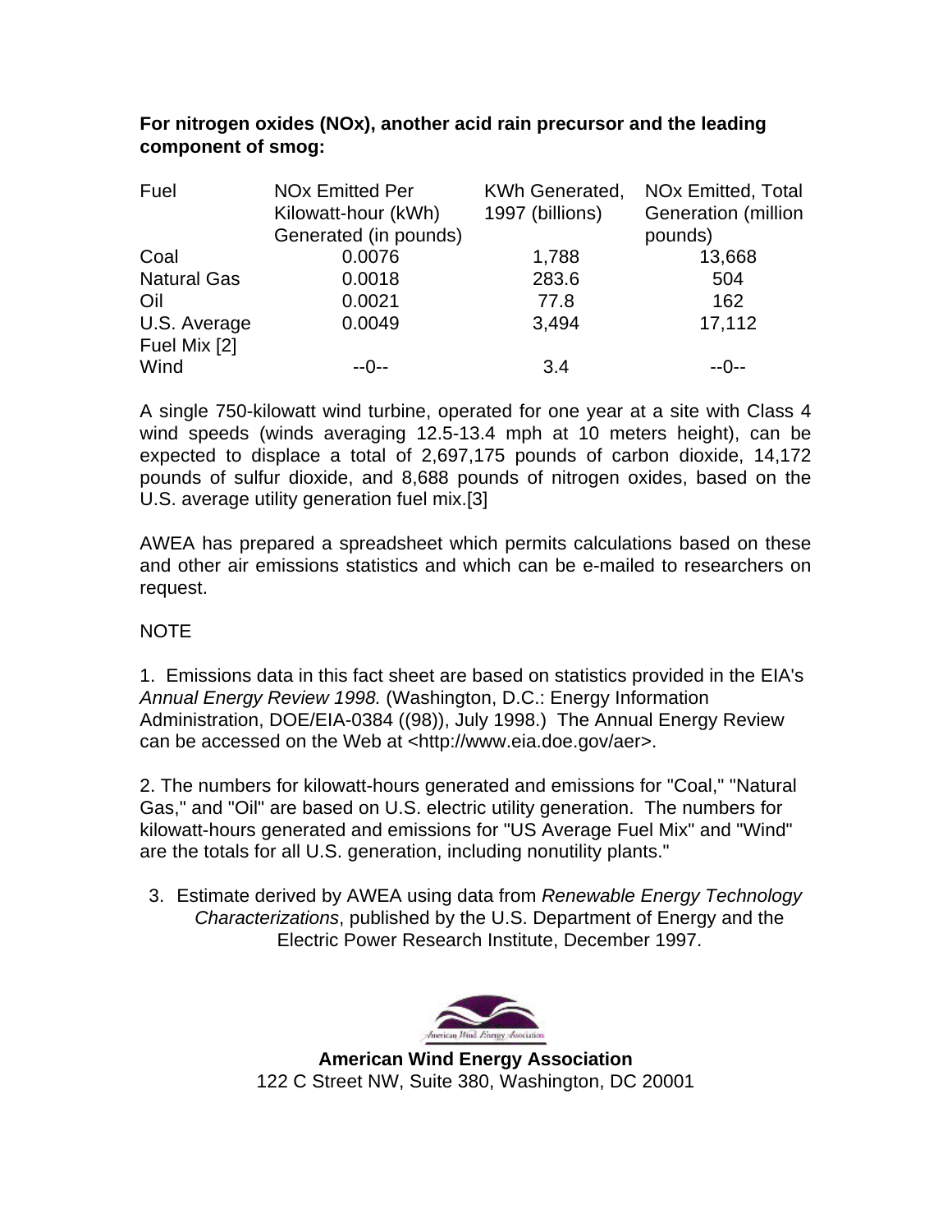**For nitrogen oxides (NOx), another acid rain precursor and the leading component of smog:**

| Fuel | NOx Emitted Per Kilowatt-hour (kWh) Generated (in pounds) | KWh Generated, 1997 (billions) | NOx Emitted, Total Generation (million pounds) |
|---|---|---|---|
| Coal | 0.0076 | 1,788 | 13,668 |
| Natural Gas | 0.0018 | 283.6 | 504 |
| Oil | 0.0021 | 77.8 | 162 |
| U.S. Average Fuel Mix [2] | 0.0049 | 3,494 | 17,112 |
| Wind | --0-- | 3.4 | --0-- |

A single 750-kilowatt wind turbine, operated for one year at a site with Class 4 wind speeds (winds averaging 12.5-13.4 mph at 10 meters height), can be expected to displace a total of 2,697,175 pounds of carbon dioxide, 14,172 pounds of sulfur dioxide, and 8,688 pounds of nitrogen oxides, based on the U.S. average utility generation fuel mix.[3]

AWEA has prepared a spreadsheet which permits calculations based on these and other air emissions statistics and which can be e-mailed to researchers on request.

NOTE

1. Emissions data in this fact sheet are based on statistics provided in the EIA's *Annual Energy Review 1998.* (Washington, D.C.: Energy Information Administration, DOE/EIA-0384 ((98)), July 1998.) The Annual Energy Review can be accessed on the Web at <http://www.eia.doe.gov/aer>.

2. The numbers for kilowatt-hours generated and emissions for "Coal," "Natural Gas," and "Oil" are based on U.S. electric utility generation. The numbers for kilowatt-hours generated and emissions for "US Average Fuel Mix" and "Wind" are the totals for all U.S. generation, including nonutility plants."

3. Estimate derived by AWEA using data from *Renewable Energy Technology Characterizations*, published by the U.S. Department of Energy and the Electric Power Research Institute, December 1997.

**American Wind Energy Association**
122 C Street NW, Suite 380, Washington, DC 20001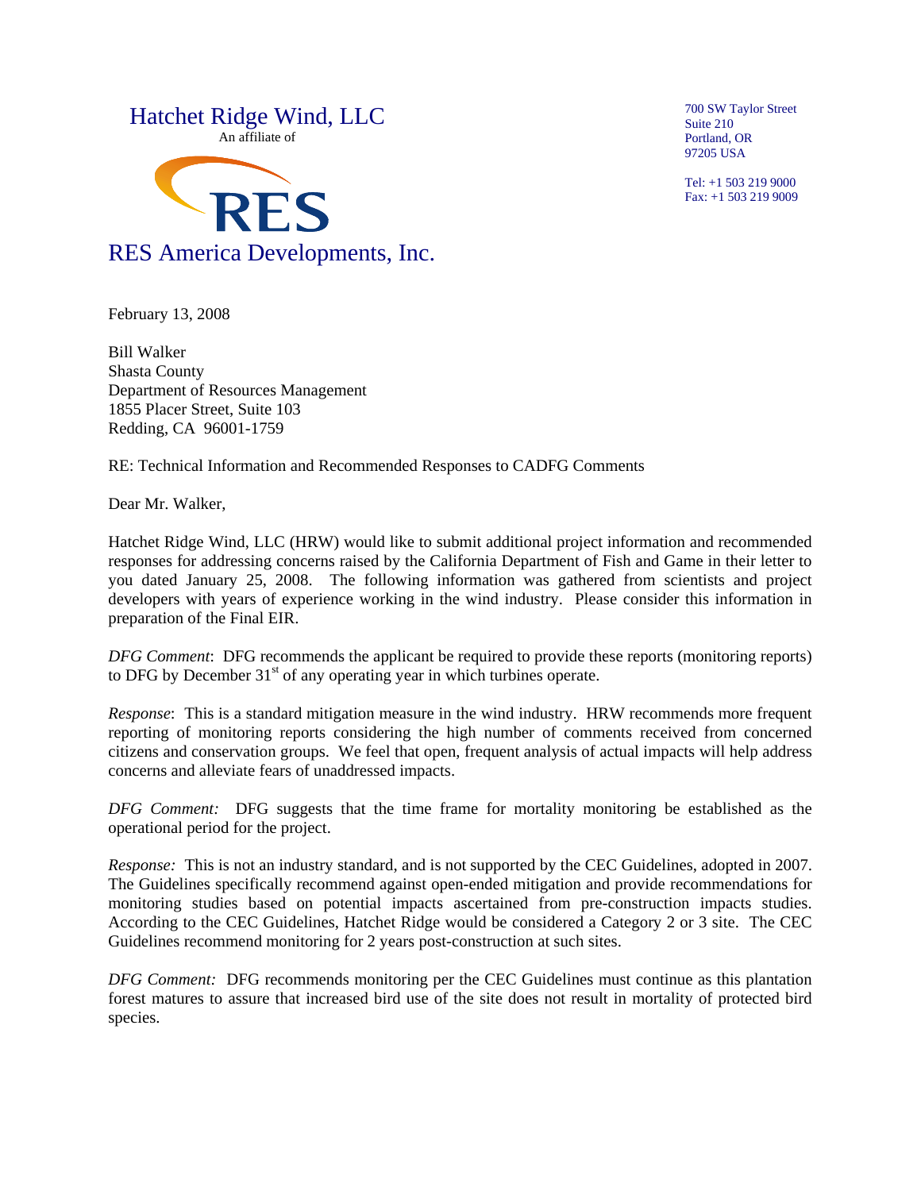Hatchet Ridge Wind, LLC

An affiliate of

RES

RES America Developments, Inc.

700 SW Taylor Street
Suite 210
Portland, OR
97205 USA

Tel: +1 503 219 9000
Fax: +1 503 219 9009

February 13, 2008

Bill Walker
Shasta County
Department of Resources Management
1855 Placer Street, Suite 103
Redding, CA 96001-1759

RE: Technical Information and Recommended Responses to CADFG Comments

Dear Mr. Walker,

Hatchet Ridge Wind, LLC (HRW) would like to submit additional project information and recommended responses for addressing concerns raised by the California Department of Fish and Game in their letter to you dated January 25, 2008. The following information was gathered from scientists and project developers with years of experience working in the wind industry. Please consider this information in preparation of the Final EIR.

*DFG Comment*: DFG recommends the applicant be required to provide these reports (monitoring reports) to DFG by December 31st of any operating year in which turbines operate.

*Response*: This is a standard mitigation measure in the wind industry. HRW recommends more frequent reporting of monitoring reports considering the high number of comments received from concerned citizens and conservation groups. We feel that open, frequent analysis of actual impacts will help address concerns and alleviate fears of unaddressed impacts.

*DFG Comment:* DFG suggests that the time frame for mortality monitoring be established as the operational period for the project.

*Response:* This is not an industry standard, and is not supported by the CEC Guidelines, adopted in 2007. The Guidelines specifically recommend against open-ended mitigation and provide recommendations for monitoring studies based on potential impacts ascertained from pre-construction impacts studies. According to the CEC Guidelines, Hatchet Ridge would be considered a Category 2 or 3 site. The CEC Guidelines recommend monitoring for 2 years post-construction at such sites.

*DFG Comment:* DFG recommends monitoring per the CEC Guidelines must continue as this plantation forest matures to assure that increased bird use of the site does not result in mortality of protected bird species.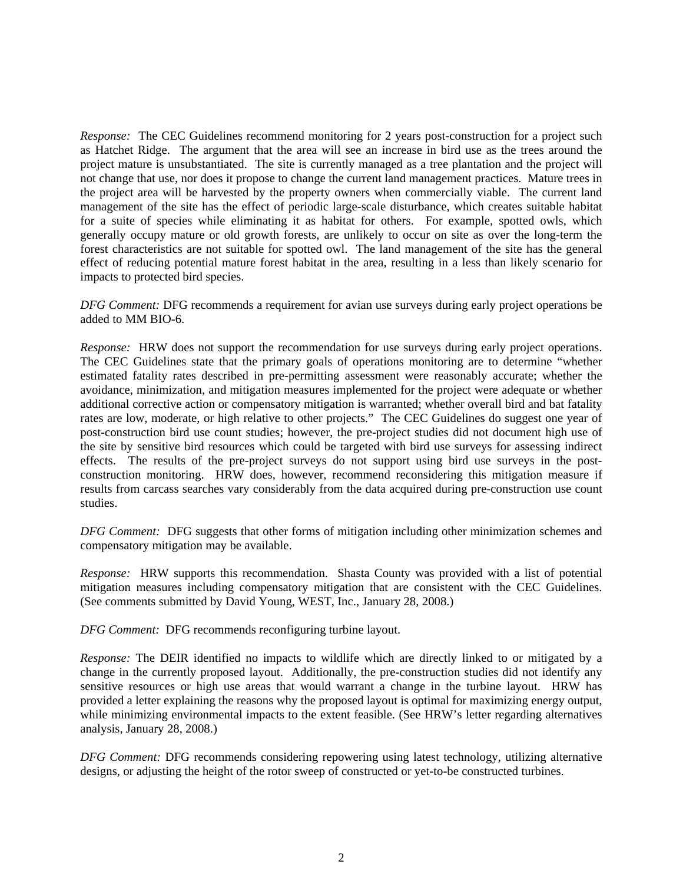*Response:* The CEC Guidelines recommend monitoring for 2 years post-construction for a project such as Hatchet Ridge. The argument that the area will see an increase in bird use as the trees around the project mature is unsubstantiated. The site is currently managed as a tree plantation and the project will not change that use, nor does it propose to change the current land management practices. Mature trees in the project area will be harvested by the property owners when commercially viable. The current land management of the site has the effect of periodic large-scale disturbance, which creates suitable habitat for a suite of species while eliminating it as habitat for others. For example, spotted owls, which generally occupy mature or old growth forests, are unlikely to occur on site as over the long-term the forest characteristics are not suitable for spotted owl. The land management of the site has the general effect of reducing potential mature forest habitat in the area, resulting in a less than likely scenario for impacts to protected bird species.

*DFG Comment:* DFG recommends a requirement for avian use surveys during early project operations be added to MM BIO-6.

*Response:* HRW does not support the recommendation for use surveys during early project operations. The CEC Guidelines state that the primary goals of operations monitoring are to determine "whether estimated fatality rates described in pre-permitting assessment were reasonably accurate; whether the avoidance, minimization, and mitigation measures implemented for the project were adequate or whether additional corrective action or compensatory mitigation is warranted; whether overall bird and bat fatality rates are low, moderate, or high relative to other projects." The CEC Guidelines do suggest one year of post-construction bird use count studies; however, the pre-project studies did not document high use of the site by sensitive bird resources which could be targeted with bird use surveys for assessing indirect effects. The results of the pre-project surveys do not support using bird use surveys in the post-construction monitoring. HRW does, however, recommend reconsidering this mitigation measure if results from carcass searches vary considerably from the data acquired during pre-construction use count studies.

*DFG Comment:* DFG suggests that other forms of mitigation including other minimization schemes and compensatory mitigation may be available.

*Response:* HRW supports this recommendation. Shasta County was provided with a list of potential mitigation measures including compensatory mitigation that are consistent with the CEC Guidelines. (See comments submitted by David Young, WEST, Inc., January 28, 2008.)

*DFG Comment:* DFG recommends reconfiguring turbine layout.

*Response:* The DEIR identified no impacts to wildlife which are directly linked to or mitigated by a change in the currently proposed layout. Additionally, the pre-construction studies did not identify any sensitive resources or high use areas that would warrant a change in the turbine layout. HRW has provided a letter explaining the reasons why the proposed layout is optimal for maximizing energy output, while minimizing environmental impacts to the extent feasible. (See HRW's letter regarding alternatives analysis, January 28, 2008.)

*DFG Comment:* DFG recommends considering repowering using latest technology, utilizing alternative designs, or adjusting the height of the rotor sweep of constructed or yet-to-be constructed turbines.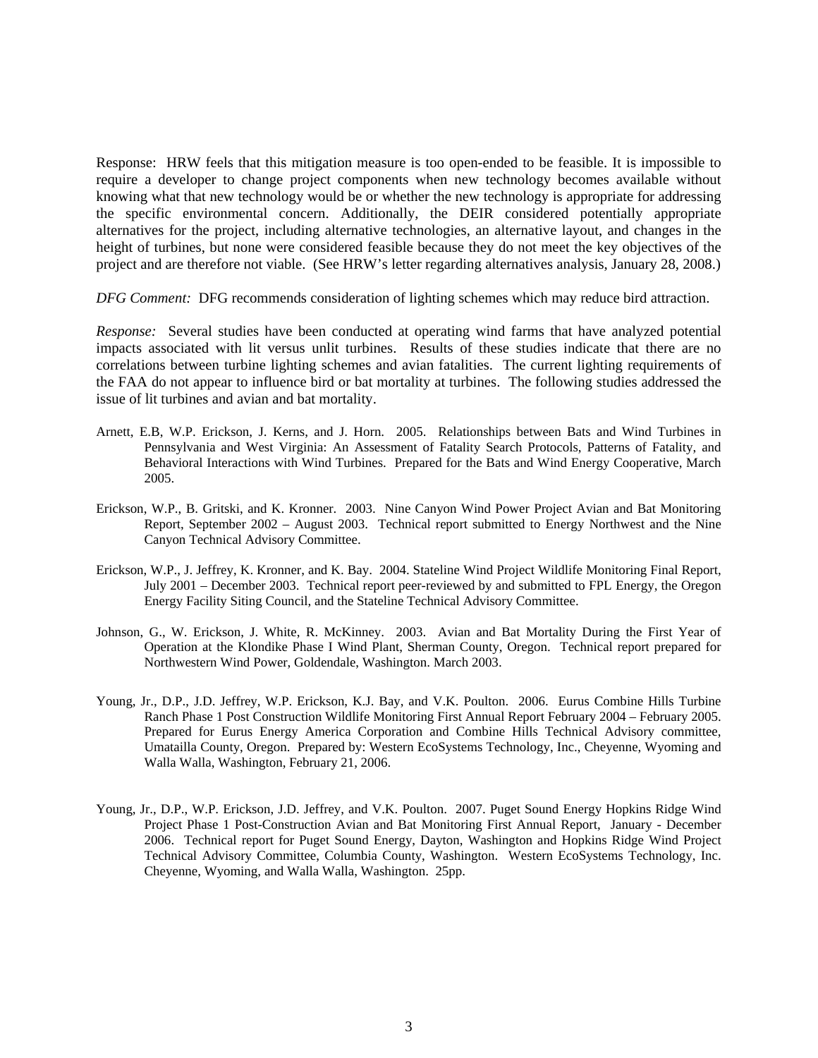Response: HRW feels that this mitigation measure is too open-ended to be feasible. It is impossible to require a developer to change project components when new technology becomes available without knowing what that new technology would be or whether the new technology is appropriate for addressing the specific environmental concern. Additionally, the DEIR considered potentially appropriate alternatives for the project, including alternative technologies, an alternative layout, and changes in the height of turbines, but none were considered feasible because they do not meet the key objectives of the project and are therefore not viable. (See HRW's letter regarding alternatives analysis, January 28, 2008.)

*DFG Comment:* DFG recommends consideration of lighting schemes which may reduce bird attraction.

*Response:* Several studies have been conducted at operating wind farms that have analyzed potential impacts associated with lit versus unlit turbines. Results of these studies indicate that there are no correlations between turbine lighting schemes and avian fatalities. The current lighting requirements of the FAA do not appear to influence bird or bat mortality at turbines. The following studies addressed the issue of lit turbines and avian and bat mortality.

Arnett, E.B, W.P. Erickson, J. Kerns, and J. Horn. 2005. Relationships between Bats and Wind Turbines in Pennsylvania and West Virginia: An Assessment of Fatality Search Protocols, Patterns of Fatality, and Behavioral Interactions with Wind Turbines. Prepared for the Bats and Wind Energy Cooperative, March 2005.

Erickson, W.P., B. Gritski, and K. Kronner. 2003. Nine Canyon Wind Power Project Avian and Bat Monitoring Report, September 2002 – August 2003. Technical report submitted to Energy Northwest and the Nine Canyon Technical Advisory Committee.

Erickson, W.P., J. Jeffrey, K. Kronner, and K. Bay. 2004. Stateline Wind Project Wildlife Monitoring Final Report, July 2001 – December 2003. Technical report peer-reviewed by and submitted to FPL Energy, the Oregon Energy Facility Siting Council, and the Stateline Technical Advisory Committee.

Johnson, G., W. Erickson, J. White, R. McKinney. 2003. Avian and Bat Mortality During the First Year of Operation at the Klondike Phase I Wind Plant, Sherman County, Oregon. Technical report prepared for Northwestern Wind Power, Goldendale, Washington. March 2003.

Young, Jr., D.P., J.D. Jeffrey, W.P. Erickson, K.J. Bay, and V.K. Poulton. 2006. Eurus Combine Hills Turbine Ranch Phase 1 Post Construction Wildlife Monitoring First Annual Report February 2004 – February 2005. Prepared for Eurus Energy America Corporation and Combine Hills Technical Advisory committee, Umatailla County, Oregon. Prepared by: Western EcoSystems Technology, Inc., Cheyenne, Wyoming and Walla Walla, Washington, February 21, 2006.

Young, Jr., D.P., W.P. Erickson, J.D. Jeffrey, and V.K. Poulton. 2007. Puget Sound Energy Hopkins Ridge Wind Project Phase 1 Post-Construction Avian and Bat Monitoring First Annual Report, January - December 2006. Technical report for Puget Sound Energy, Dayton, Washington and Hopkins Ridge Wind Project Technical Advisory Committee, Columbia County, Washington. Western EcoSystems Technology, Inc. Cheyenne, Wyoming, and Walla Walla, Washington. 25pp.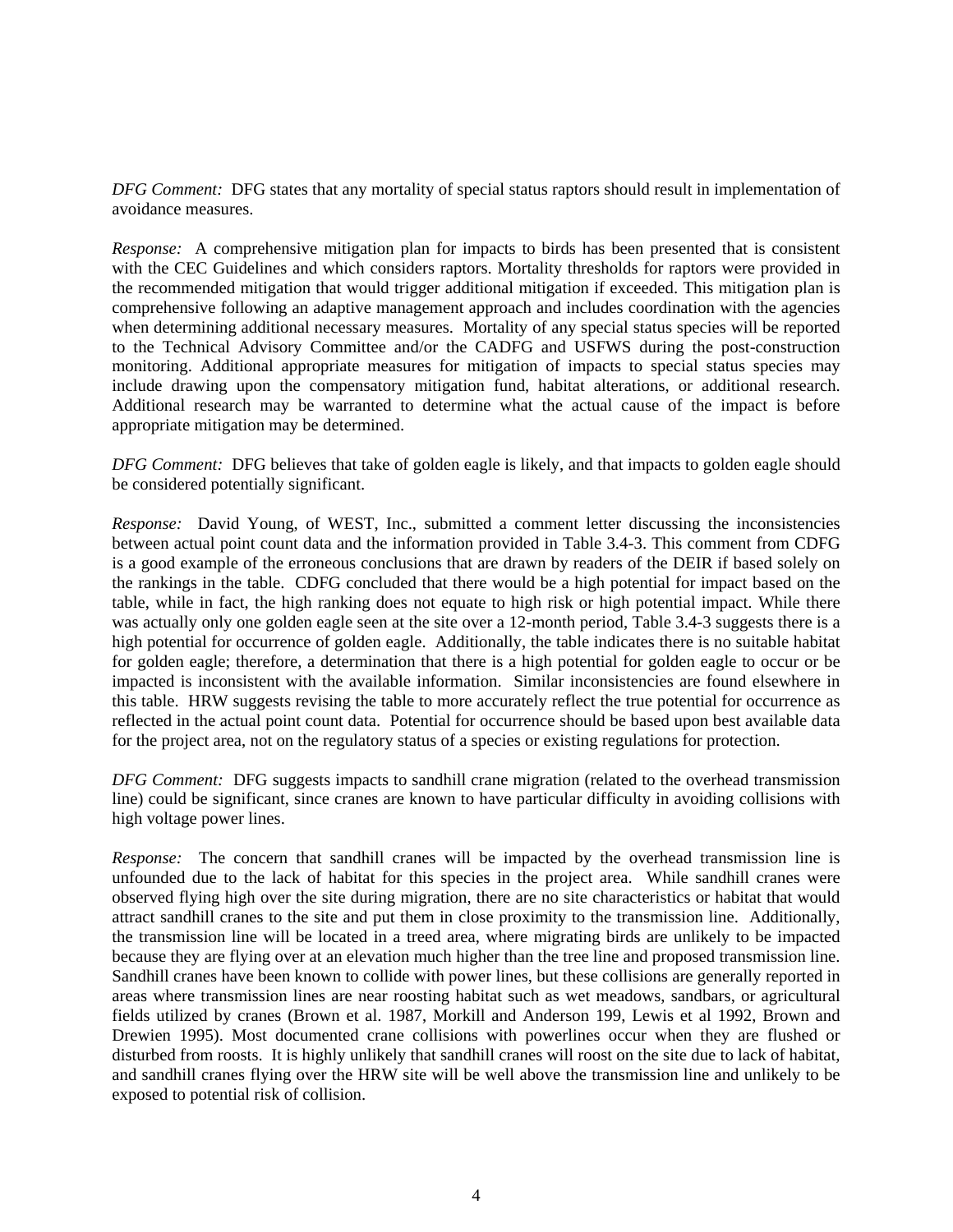*DFG Comment:* DFG states that any mortality of special status raptors should result in implementation of avoidance measures.

*Response:* A comprehensive mitigation plan for impacts to birds has been presented that is consistent with the CEC Guidelines and which considers raptors. Mortality thresholds for raptors were provided in the recommended mitigation that would trigger additional mitigation if exceeded. This mitigation plan is comprehensive following an adaptive management approach and includes coordination with the agencies when determining additional necessary measures. Mortality of any special status species will be reported to the Technical Advisory Committee and/or the CADFG and USFWS during the post-construction monitoring. Additional appropriate measures for mitigation of impacts to special status species may include drawing upon the compensatory mitigation fund, habitat alterations, or additional research. Additional research may be warranted to determine what the actual cause of the impact is before appropriate mitigation may be determined.

*DFG Comment:* DFG believes that take of golden eagle is likely, and that impacts to golden eagle should be considered potentially significant.

*Response:* David Young, of WEST, Inc., submitted a comment letter discussing the inconsistencies between actual point count data and the information provided in Table 3.4-3. This comment from CDFG is a good example of the erroneous conclusions that are drawn by readers of the DEIR if based solely on the rankings in the table. CDFG concluded that there would be a high potential for impact based on the table, while in fact, the high ranking does not equate to high risk or high potential impact. While there was actually only one golden eagle seen at the site over a 12-month period, Table 3.4-3 suggests there is a high potential for occurrence of golden eagle. Additionally, the table indicates there is no suitable habitat for golden eagle; therefore, a determination that there is a high potential for golden eagle to occur or be impacted is inconsistent with the available information. Similar inconsistencies are found elsewhere in this table. HRW suggests revising the table to more accurately reflect the true potential for occurrence as reflected in the actual point count data. Potential for occurrence should be based upon best available data for the project area, not on the regulatory status of a species or existing regulations for protection.

*DFG Comment:* DFG suggests impacts to sandhill crane migration (related to the overhead transmission line) could be significant, since cranes are known to have particular difficulty in avoiding collisions with high voltage power lines.

*Response:* The concern that sandhill cranes will be impacted by the overhead transmission line is unfounded due to the lack of habitat for this species in the project area. While sandhill cranes were observed flying high over the site during migration, there are no site characteristics or habitat that would attract sandhill cranes to the site and put them in close proximity to the transmission line. Additionally, the transmission line will be located in a treed area, where migrating birds are unlikely to be impacted because they are flying over at an elevation much higher than the tree line and proposed transmission line. Sandhill cranes have been known to collide with power lines, but these collisions are generally reported in areas where transmission lines are near roosting habitat such as wet meadows, sandbars, or agricultural fields utilized by cranes (Brown et al. 1987, Morkill and Anderson 199, Lewis et al 1992, Brown and Drewien 1995). Most documented crane collisions with powerlines occur when they are flushed or disturbed from roosts. It is highly unlikely that sandhill cranes will roost on the site due to lack of habitat, and sandhill cranes flying over the HRW site will be well above the transmission line and unlikely to be exposed to potential risk of collision.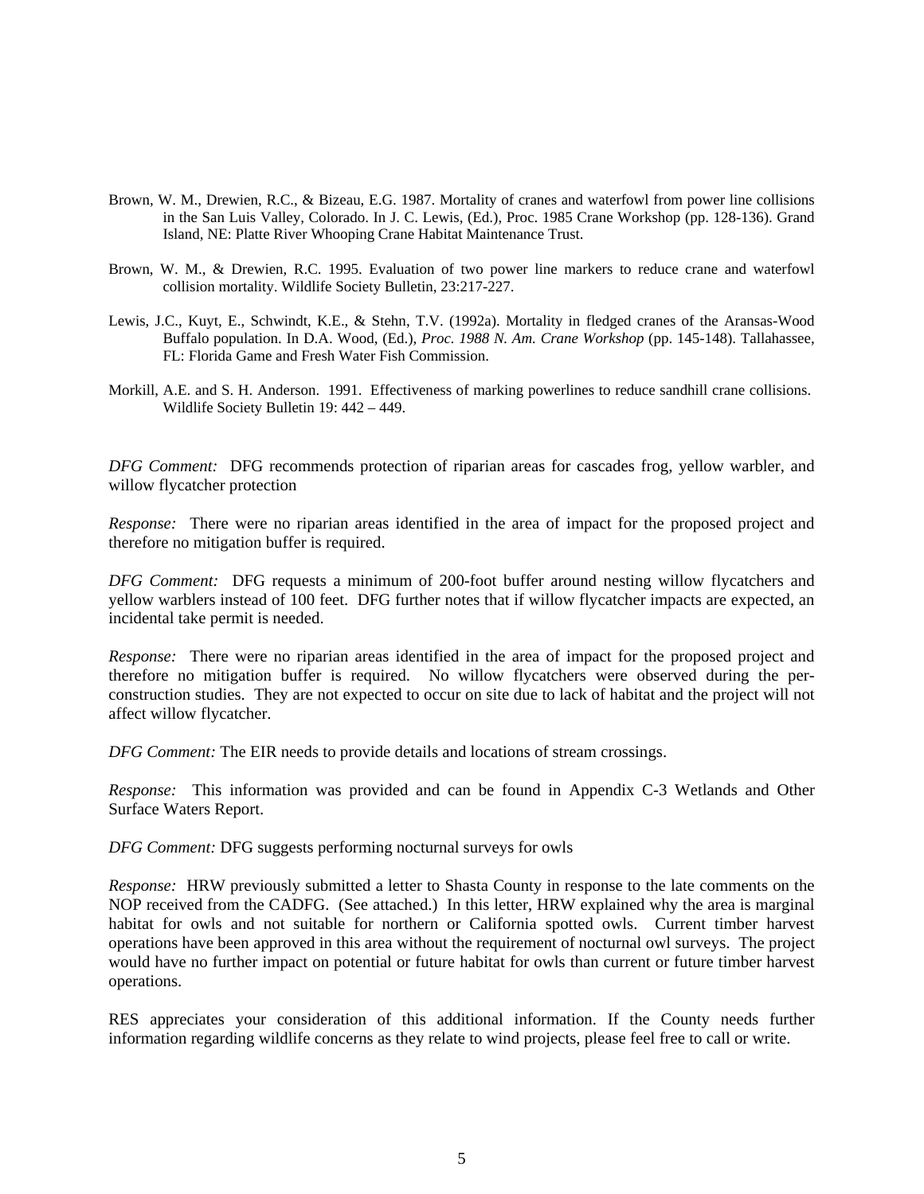Brown, W. M., Drewien, R.C., & Bizeau, E.G. 1987. Mortality of cranes and waterfowl from power line collisions in the San Luis Valley, Colorado. In J. C. Lewis, (Ed.), Proc. 1985 Crane Workshop (pp. 128-136). Grand Island, NE: Platte River Whooping Crane Habitat Maintenance Trust.

Brown, W. M., & Drewien, R.C. 1995. Evaluation of two power line markers to reduce crane and waterfowl collision mortality. Wildlife Society Bulletin, 23:217-227.

Lewis, J.C., Kuyt, E., Schwindt, K.E., & Stehn, T.V. (1992a). Mortality in fledged cranes of the Aransas-Wood Buffalo population. In D.A. Wood, (Ed.), *Proc. 1988 N. Am. Crane Workshop* (pp. 145-148). Tallahassee, FL: Florida Game and Fresh Water Fish Commission.

Morkill, A.E. and S. H. Anderson. 1991. Effectiveness of marking powerlines to reduce sandhill crane collisions. Wildlife Society Bulletin 19: 442 – 449.

*DFG Comment:* DFG recommends protection of riparian areas for cascades frog, yellow warbler, and willow flycatcher protection

*Response:* There were no riparian areas identified in the area of impact for the proposed project and therefore no mitigation buffer is required.

*DFG Comment:* DFG requests a minimum of 200-foot buffer around nesting willow flycatchers and yellow warblers instead of 100 feet. DFG further notes that if willow flycatcher impacts are expected, an incidental take permit is needed.

*Response:* There were no riparian areas identified in the area of impact for the proposed project and therefore no mitigation buffer is required. No willow flycatchers were observed during the per-construction studies. They are not expected to occur on site due to lack of habitat and the project will not affect willow flycatcher.

*DFG Comment:* The EIR needs to provide details and locations of stream crossings.

*Response:* This information was provided and can be found in Appendix C-3 Wetlands and Other Surface Waters Report.

*DFG Comment:* DFG suggests performing nocturnal surveys for owls

*Response:* HRW previously submitted a letter to Shasta County in response to the late comments on the NOP received from the CADFG. (See attached.) In this letter, HRW explained why the area is marginal habitat for owls and not suitable for northern or California spotted owls. Current timber harvest operations have been approved in this area without the requirement of nocturnal owl surveys. The project would have no further impact on potential or future habitat for owls than current or future timber harvest operations.

RES appreciates your consideration of this additional information. If the County needs further information regarding wildlife concerns as they relate to wind projects, please feel free to call or write.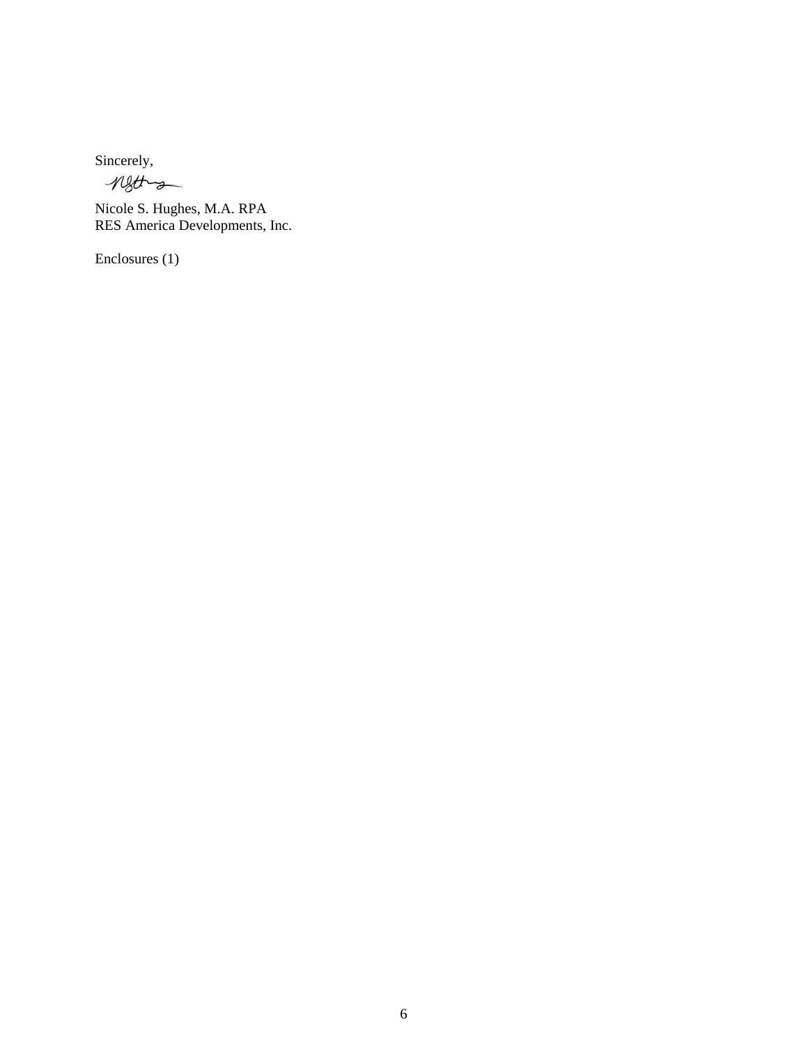Sincerely,

Nicole S. Hughes, M.A. RPA
RES America Developments, Inc.

Enclosures (1)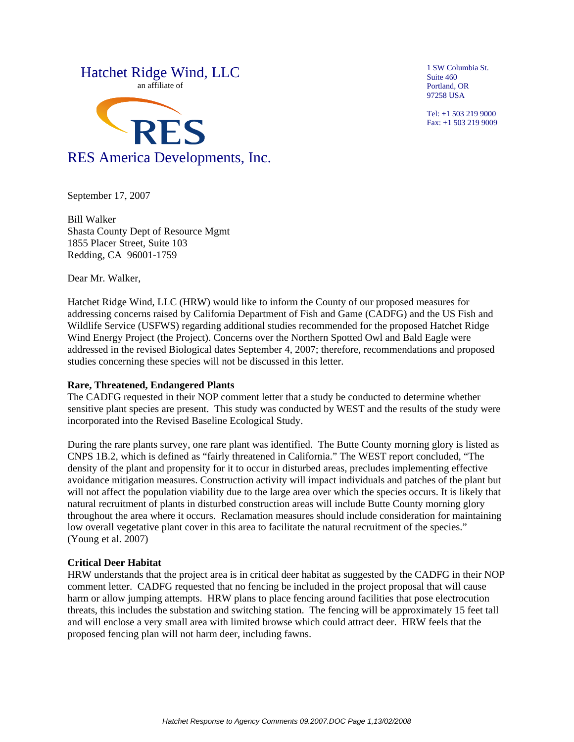Hatchet Ridge Wind, LLC
an affiliate of

RES America Developments, Inc.

1 SW Columbia St.
Suite 460
Portland, OR
97258 USA

Tel: +1 503 219 9000
Fax: +1 503 219 9009

September 17, 2007

Bill Walker
Shasta County Dept of Resource Mgmt
1855 Placer Street, Suite 103
Redding, CA 96001-1759

Dear Mr. Walker,

Hatchet Ridge Wind, LLC (HRW) would like to inform the County of our proposed measures for addressing concerns raised by California Department of Fish and Game (CADFG) and the US Fish and Wildlife Service (USFWS) regarding additional studies recommended for the proposed Hatchet Ridge Wind Energy Project (the Project). Concerns over the Northern Spotted Owl and Bald Eagle were addressed in the revised Biological dates September 4, 2007; therefore, recommendations and proposed studies concerning these species will not be discussed in this letter.

**Rare, Threatened, Endangered Plants**
The CADFG requested in their NOP comment letter that a study be conducted to determine whether sensitive plant species are present. This study was conducted by WEST and the results of the study were incorporated into the Revised Baseline Ecological Study.

During the rare plants survey, one rare plant was identified. The Butte County morning glory is listed as CNPS 1B.2, which is defined as "fairly threatened in California." The WEST report concluded, "The density of the plant and propensity for it to occur in disturbed areas, precludes implementing effective avoidance mitigation measures. Construction activity will impact individuals and patches of the plant but will not affect the population viability due to the large area over which the species occurs. It is likely that natural recruitment of plants in disturbed construction areas will include Butte County morning glory throughout the area where it occurs. Reclamation measures should include consideration for maintaining low overall vegetative plant cover in this area to facilitate the natural recruitment of the species." (Young et al. 2007)

**Critical Deer Habitat**
HRW understands that the project area is in critical deer habitat as suggested by the CADFG in their NOP comment letter. CADFG requested that no fencing be included in the project proposal that will cause harm or allow jumping attempts. HRW plans to place fencing around facilities that pose electrocution threats, this includes the substation and switching station. The fencing will be approximately 15 feet tall and will enclose a very small area with limited browse which could attract deer. HRW feels that the proposed fencing plan will not harm deer, including fawns.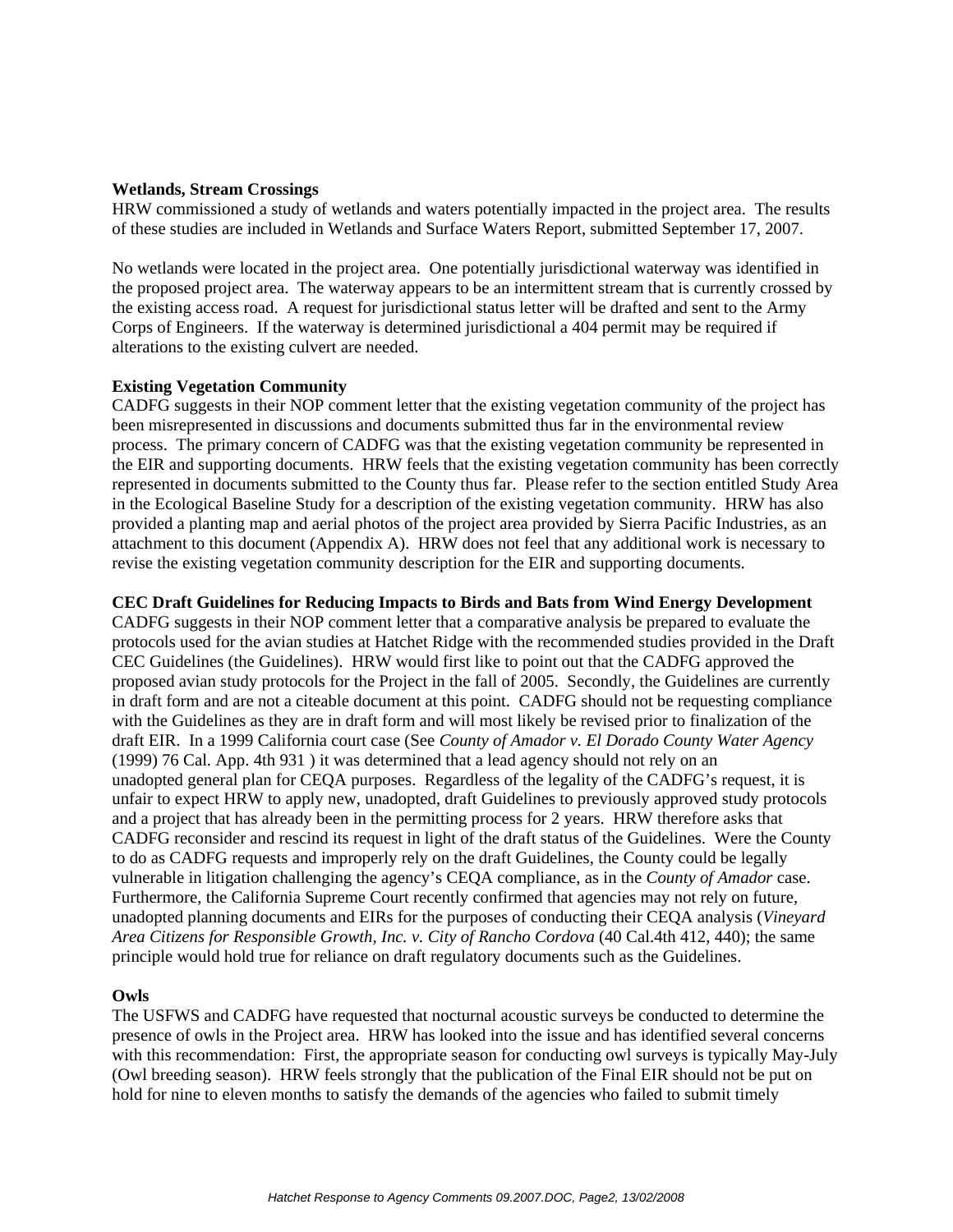**Wetlands, Stream Crossings**
HRW commissioned a study of wetlands and waters potentially impacted in the project area. The results of these studies are included in Wetlands and Surface Waters Report, submitted September 17, 2007.

No wetlands were located in the project area. One potentially jurisdictional waterway was identified in the proposed project area. The waterway appears to be an intermittent stream that is currently crossed by the existing access road. A request for jurisdictional status letter will be drafted and sent to the Army Corps of Engineers. If the waterway is determined jurisdictional a 404 permit may be required if alterations to the existing culvert are needed.

**Existing Vegetation Community**
CADFG suggests in their NOP comment letter that the existing vegetation community of the project has been misrepresented in discussions and documents submitted thus far in the environmental review process. The primary concern of CADFG was that the existing vegetation community be represented in the EIR and supporting documents. HRW feels that the existing vegetation community has been correctly represented in documents submitted to the County thus far. Please refer to the section entitled Study Area in the Ecological Baseline Study for a description of the existing vegetation community. HRW has also provided a planting map and aerial photos of the project area provided by Sierra Pacific Industries, as an attachment to this document (Appendix A). HRW does not feel that any additional work is necessary to revise the existing vegetation community description for the EIR and supporting documents.

**CEC Draft Guidelines for Reducing Impacts to Birds and Bats from Wind Energy Development**
CADFG suggests in their NOP comment letter that a comparative analysis be prepared to evaluate the protocols used for the avian studies at Hatchet Ridge with the recommended studies provided in the Draft CEC Guidelines (the Guidelines). HRW would first like to point out that the CADFG approved the proposed avian study protocols for the Project in the fall of 2005. Secondly, the Guidelines are currently in draft form and are not a citeable document at this point. CADFG should not be requesting compliance with the Guidelines as they are in draft form and will most likely be revised prior to finalization of the draft EIR. In a 1999 California court case (See *County of Amador v. El Dorado County Water Agency* (1999) 76 Cal. App. 4th 931 ) it was determined that a lead agency should not rely on an unadopted general plan for CEQA purposes. Regardless of the legality of the CADFG's request, it is unfair to expect HRW to apply new, unadopted, draft Guidelines to previously approved study protocols and a project that has already been in the permitting process for 2 years. HRW therefore asks that CADFG reconsider and rescind its request in light of the draft status of the Guidelines. Were the County to do as CADFG requests and improperly rely on the draft Guidelines, the County could be legally vulnerable in litigation challenging the agency's CEQA compliance, as in the *County of Amador* case. Furthermore, the California Supreme Court recently confirmed that agencies may not rely on future, unadopted planning documents and EIRs for the purposes of conducting their CEQA analysis (*Vineyard Area Citizens for Responsible Growth, Inc. v. City of Rancho Cordova* (40 Cal.4th 412, 440); the same principle would hold true for reliance on draft regulatory documents such as the Guidelines.

**Owls**
The USFWS and CADFG have requested that nocturnal acoustic surveys be conducted to determine the presence of owls in the Project area. HRW has looked into the issue and has identified several concerns with this recommendation: First, the appropriate season for conducting owl surveys is typically May-July (Owl breeding season). HRW feels strongly that the publication of the Final EIR should not be put on hold for nine to eleven months to satisfy the demands of the agencies who failed to submit timely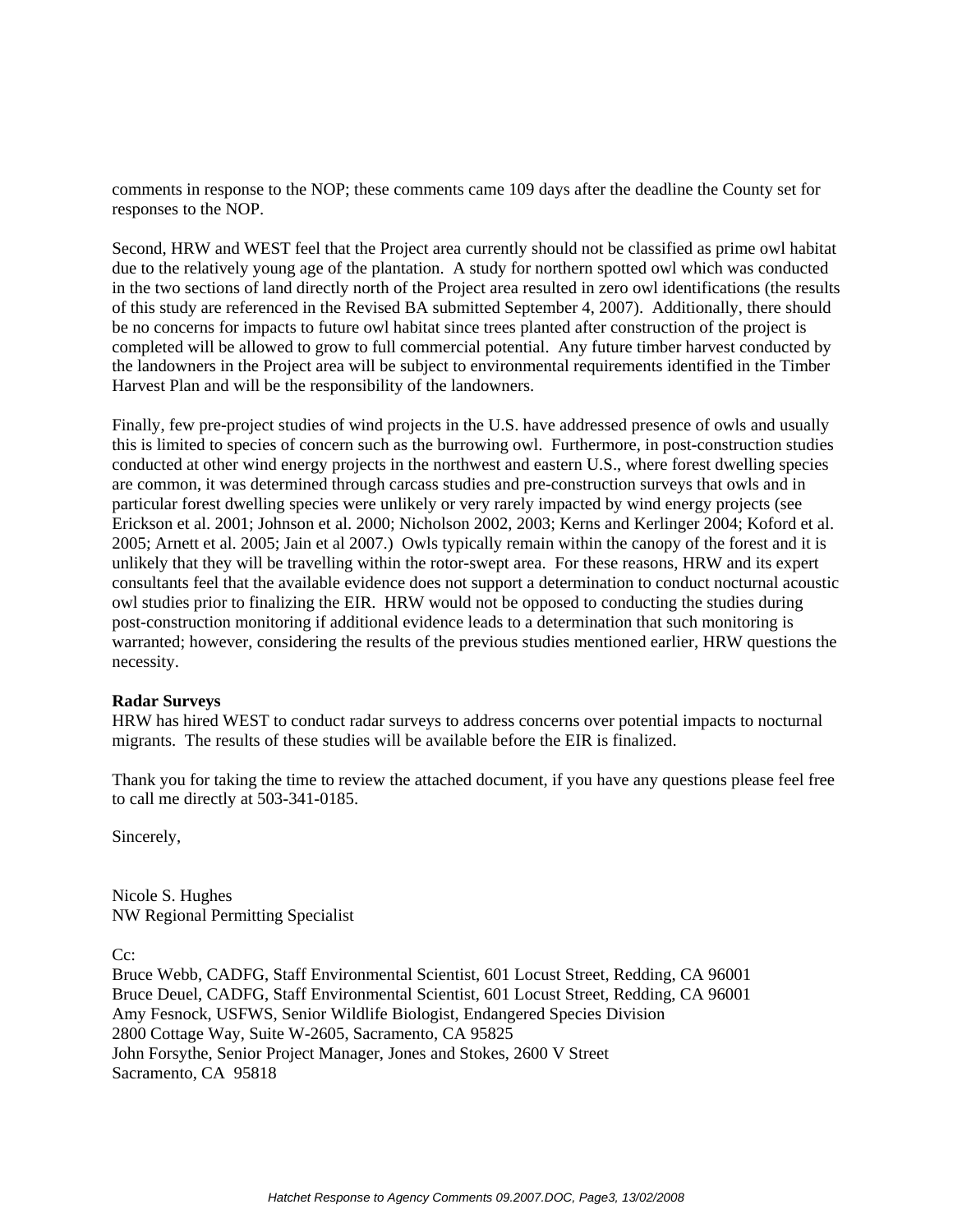comments in response to the NOP; these comments came 109 days after the deadline the County set for responses to the NOP.

Second, HRW and WEST feel that the Project area currently should not be classified as prime owl habitat due to the relatively young age of the plantation. A study for northern spotted owl which was conducted in the two sections of land directly north of the Project area resulted in zero owl identifications (the results of this study are referenced in the Revised BA submitted September 4, 2007). Additionally, there should be no concerns for impacts to future owl habitat since trees planted after construction of the project is completed will be allowed to grow to full commercial potential. Any future timber harvest conducted by the landowners in the Project area will be subject to environmental requirements identified in the Timber Harvest Plan and will be the responsibility of the landowners.

Finally, few pre-project studies of wind projects in the U.S. have addressed presence of owls and usually this is limited to species of concern such as the burrowing owl. Furthermore, in post-construction studies conducted at other wind energy projects in the northwest and eastern U.S., where forest dwelling species are common, it was determined through carcass studies and pre-construction surveys that owls and in particular forest dwelling species were unlikely or very rarely impacted by wind energy projects (see Erickson et al. 2001; Johnson et al. 2000; Nicholson 2002, 2003; Kerns and Kerlinger 2004; Koford et al. 2005; Arnett et al. 2005; Jain et al 2007.) Owls typically remain within the canopy of the forest and it is unlikely that they will be travelling within the rotor-swept area. For these reasons, HRW and its expert consultants feel that the available evidence does not support a determination to conduct nocturnal acoustic owl studies prior to finalizing the EIR. HRW would not be opposed to conducting the studies during post-construction monitoring if additional evidence leads to a determination that such monitoring is warranted; however, considering the results of the previous studies mentioned earlier, HRW questions the necessity.

**Radar Surveys**

HRW has hired WEST to conduct radar surveys to address concerns over potential impacts to nocturnal migrants. The results of these studies will be available before the EIR is finalized.

Thank you for taking the time to review the attached document, if you have any questions please feel free to call me directly at 503-341-0185.

Sincerely,

Nicole S. Hughes
NW Regional Permitting Specialist

Cc:
Bruce Webb, CADFG, Staff Environmental Scientist, 601 Locust Street, Redding, CA 96001
Bruce Deuel, CADFG, Staff Environmental Scientist, 601 Locust Street, Redding, CA 96001
Amy Fesnock, USFWS, Senior Wildlife Biologist, Endangered Species Division
2800 Cottage Way, Suite W-2605, Sacramento, CA 95825
John Forsythe, Senior Project Manager, Jones and Stokes, 2600 V Street
Sacramento, CA 95818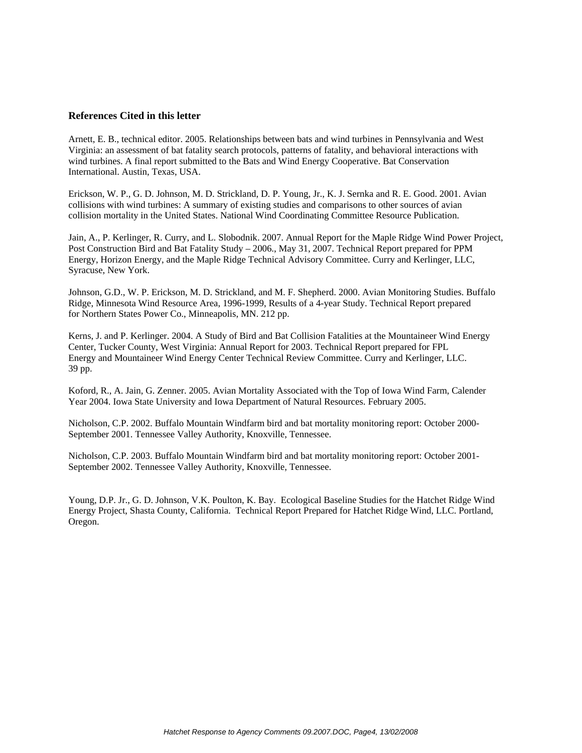### References Cited in this letter

Arnett, E. B., technical editor. 2005. Relationships between bats and wind turbines in Pennsylvania and West Virginia: an assessment of bat fatality search protocols, patterns of fatality, and behavioral interactions with wind turbines. A final report submitted to the Bats and Wind Energy Cooperative. Bat Conservation International. Austin, Texas, USA.

Erickson, W. P., G. D. Johnson, M. D. Strickland, D. P. Young, Jr., K. J. Sernka and R. E. Good. 2001. Avian collisions with wind turbines: A summary of existing studies and comparisons to other sources of avian collision mortality in the United States. National Wind Coordinating Committee Resource Publication.

Jain, A., P. Kerlinger, R. Curry, and L. Slobodnik. 2007. Annual Report for the Maple Ridge Wind Power Project, Post Construction Bird and Bat Fatality Study – 2006., May 31, 2007. Technical Report prepared for PPM Energy, Horizon Energy, and the Maple Ridge Technical Advisory Committee. Curry and Kerlinger, LLC, Syracuse, New York.

Johnson, G.D., W. P. Erickson, M. D. Strickland, and M. F. Shepherd. 2000. Avian Monitoring Studies. Buffalo Ridge, Minnesota Wind Resource Area, 1996-1999, Results of a 4-year Study. Technical Report prepared for Northern States Power Co., Minneapolis, MN. 212 pp.

Kerns, J. and P. Kerlinger. 2004. A Study of Bird and Bat Collision Fatalities at the Mountaineer Wind Energy Center, Tucker County, West Virginia: Annual Report for 2003. Technical Report prepared for FPL Energy and Mountaineer Wind Energy Center Technical Review Committee. Curry and Kerlinger, LLC. 39 pp.

Koford, R., A. Jain, G. Zenner. 2005. Avian Mortality Associated with the Top of Iowa Wind Farm, Calender Year 2004. Iowa State University and Iowa Department of Natural Resources. February 2005.

Nicholson, C.P. 2002. Buffalo Mountain Windfarm bird and bat mortality monitoring report: October 2000-September 2001. Tennessee Valley Authority, Knoxville, Tennessee.

Nicholson, C.P. 2003. Buffalo Mountain Windfarm bird and bat mortality monitoring report: October 2001-September 2002. Tennessee Valley Authority, Knoxville, Tennessee.

Young, D.P. Jr., G. D. Johnson, V.K. Poulton, K. Bay. Ecological Baseline Studies for the Hatchet Ridge Wind Energy Project, Shasta County, California. Technical Report Prepared for Hatchet Ridge Wind, LLC. Portland, Oregon.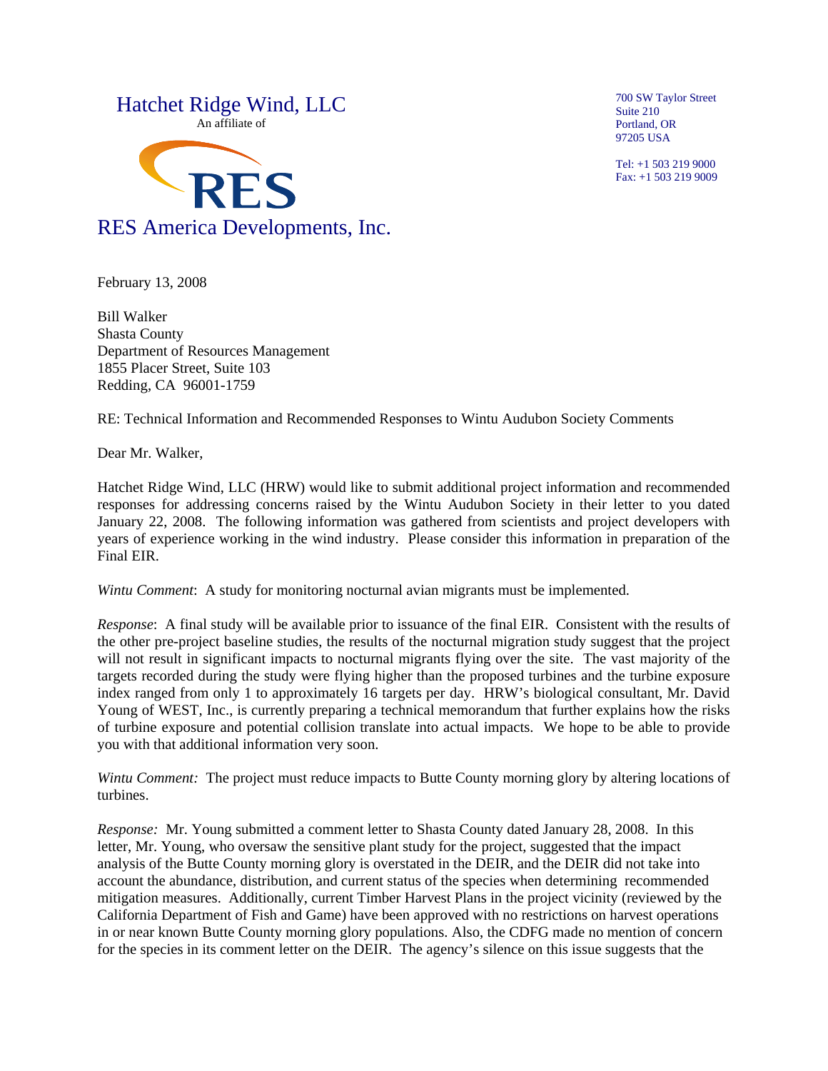Hatchet Ridge Wind, LLC
An affiliate of

RES America Developments, Inc.

700 SW Taylor Street
Suite 210
Portland, OR
97205 USA

Tel: +1 503 219 9000
Fax: +1 503 219 9009

February 13, 2008

Bill Walker
Shasta County
Department of Resources Management
1855 Placer Street, Suite 103
Redding, CA 96001-1759

RE: Technical Information and Recommended Responses to Wintu Audubon Society Comments

Dear Mr. Walker,

Hatchet Ridge Wind, LLC (HRW) would like to submit additional project information and recommended responses for addressing concerns raised by the Wintu Audubon Society in their letter to you dated January 22, 2008. The following information was gathered from scientists and project developers with years of experience working in the wind industry. Please consider this information in preparation of the Final EIR.

*Wintu Comment*: A study for monitoring nocturnal avian migrants must be implemented.

*Response*: A final study will be available prior to issuance of the final EIR. Consistent with the results of the other pre-project baseline studies, the results of the nocturnal migration study suggest that the project will not result in significant impacts to nocturnal migrants flying over the site. The vast majority of the targets recorded during the study were flying higher than the proposed turbines and the turbine exposure index ranged from only 1 to approximately 16 targets per day. HRW's biological consultant, Mr. David Young of WEST, Inc., is currently preparing a technical memorandum that further explains how the risks of turbine exposure and potential collision translate into actual impacts. We hope to be able to provide you with that additional information very soon.

*Wintu Comment:* The project must reduce impacts to Butte County morning glory by altering locations of turbines.

*Response:* Mr. Young submitted a comment letter to Shasta County dated January 28, 2008. In this letter, Mr. Young, who oversaw the sensitive plant study for the project, suggested that the impact analysis of the Butte County morning glory is overstated in the DEIR, and the DEIR did not take into account the abundance, distribution, and current status of the species when determining recommended mitigation measures. Additionally, current Timber Harvest Plans in the project vicinity (reviewed by the California Department of Fish and Game) have been approved with no restrictions on harvest operations in or near known Butte County morning glory populations. Also, the CDFG made no mention of concern for the species in its comment letter on the DEIR. The agency's silence on this issue suggests that the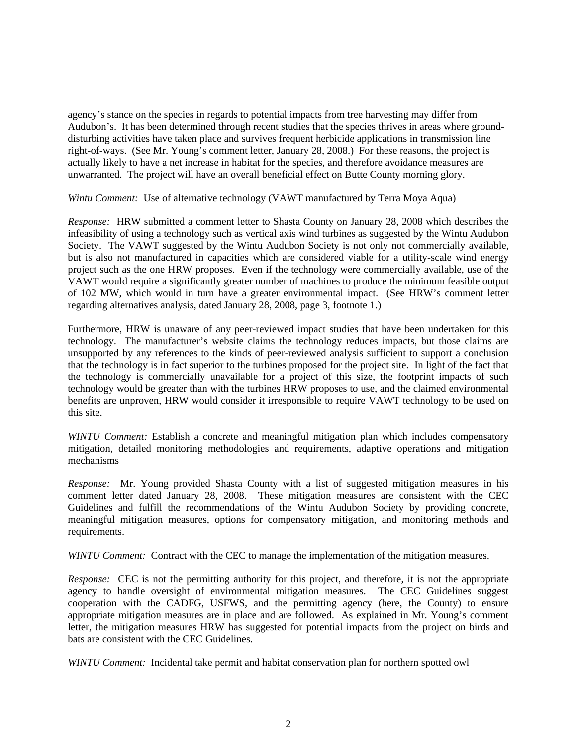agency's stance on the species in regards to potential impacts from tree harvesting may differ from Audubon's. It has been determined through recent studies that the species thrives in areas where ground-disturbing activities have taken place and survives frequent herbicide applications in transmission line right-of-ways. (See Mr. Young's comment letter, January 28, 2008.) For these reasons, the project is actually likely to have a net increase in habitat for the species, and therefore avoidance measures are unwarranted. The project will have an overall beneficial effect on Butte County morning glory.

*Wintu Comment:* Use of alternative technology (VAWT manufactured by Terra Moya Aqua)

*Response:* HRW submitted a comment letter to Shasta County on January 28, 2008 which describes the infeasibility of using a technology such as vertical axis wind turbines as suggested by the Wintu Audubon Society. The VAWT suggested by the Wintu Audubon Society is not only not commercially available, but is also not manufactured in capacities which are considered viable for a utility-scale wind energy project such as the one HRW proposes. Even if the technology were commercially available, use of the VAWT would require a significantly greater number of machines to produce the minimum feasible output of 102 MW, which would in turn have a greater environmental impact. (See HRW's comment letter regarding alternatives analysis, dated January 28, 2008, page 3, footnote 1.)

Furthermore, HRW is unaware of any peer-reviewed impact studies that have been undertaken for this technology. The manufacturer's website claims the technology reduces impacts, but those claims are unsupported by any references to the kinds of peer-reviewed analysis sufficient to support a conclusion that the technology is in fact superior to the turbines proposed for the project site. In light of the fact that the technology is commercially unavailable for a project of this size, the footprint impacts of such technology would be greater than with the turbines HRW proposes to use, and the claimed environmental benefits are unproven, HRW would consider it irresponsible to require VAWT technology to be used on this site.

*WINTU Comment:* Establish a concrete and meaningful mitigation plan which includes compensatory mitigation, detailed monitoring methodologies and requirements, adaptive operations and mitigation mechanisms

*Response:* Mr. Young provided Shasta County with a list of suggested mitigation measures in his comment letter dated January 28, 2008. These mitigation measures are consistent with the CEC Guidelines and fulfill the recommendations of the Wintu Audubon Society by providing concrete, meaningful mitigation measures, options for compensatory mitigation, and monitoring methods and requirements.

*WINTU Comment:* Contract with the CEC to manage the implementation of the mitigation measures.

*Response:* CEC is not the permitting authority for this project, and therefore, it is not the appropriate agency to handle oversight of environmental mitigation measures. The CEC Guidelines suggest cooperation with the CADFG, USFWS, and the permitting agency (here, the County) to ensure appropriate mitigation measures are in place and are followed. As explained in Mr. Young's comment letter, the mitigation measures HRW has suggested for potential impacts from the project on birds and bats are consistent with the CEC Guidelines.

*WINTU Comment:* Incidental take permit and habitat conservation plan for northern spotted owl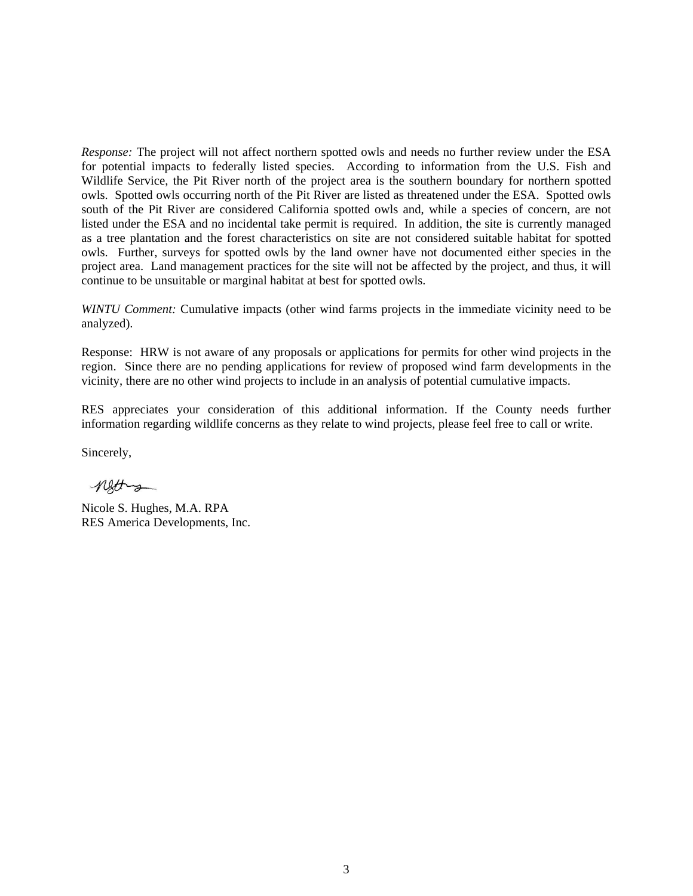*Response:* The project will not affect northern spotted owls and needs no further review under the ESA for potential impacts to federally listed species. According to information from the U.S. Fish and Wildlife Service, the Pit River north of the project area is the southern boundary for northern spotted owls. Spotted owls occurring north of the Pit River are listed as threatened under the ESA. Spotted owls south of the Pit River are considered California spotted owls and, while a species of concern, are not listed under the ESA and no incidental take permit is required. In addition, the site is currently managed as a tree plantation and the forest characteristics on site are not considered suitable habitat for spotted owls. Further, surveys for spotted owls by the land owner have not documented either species in the project area. Land management practices for the site will not be affected by the project, and thus, it will continue to be unsuitable or marginal habitat at best for spotted owls.

*WINTU Comment:* Cumulative impacts (other wind farms projects in the immediate vicinity need to be analyzed).

Response: HRW is not aware of any proposals or applications for permits for other wind projects in the region. Since there are no pending applications for review of proposed wind farm developments in the vicinity, there are no other wind projects to include in an analysis of potential cumulative impacts.

RES appreciates your consideration of this additional information. If the County needs further information regarding wildlife concerns as they relate to wind projects, please feel free to call or write.

Sincerely,

Nicole S. Hughes, M.A. RPA
RES America Developments, Inc.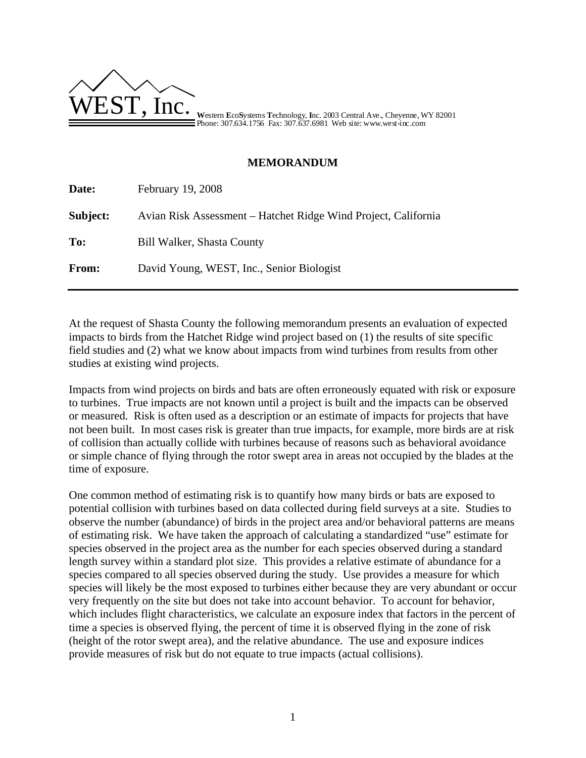WEST, Inc. **W**estern **E**co**S**ystems **T**echnology, **I**nc. 2003 Central Ave., Cheyenne, WY 82001
Phone: 307.634.1756 Fax: 307.637.6981 Web site: www.west-inc.com

**MEMORANDUM**

**Date:** February 19, 2008

**Subject:** Avian Risk Assessment – Hatchet Ridge Wind Project, California

**To:** Bill Walker, Shasta County

**From:** David Young, WEST, Inc., Senior Biologist

---

At the request of Shasta County the following memorandum presents an evaluation of expected impacts to birds from the Hatchet Ridge wind project based on (1) the results of site specific field studies and (2) what we know about impacts from wind turbines from results from other studies at existing wind projects.

Impacts from wind projects on birds and bats are often erroneously equated with risk or exposure to turbines. True impacts are not known until a project is built and the impacts can be observed or measured. Risk is often used as a description or an estimate of impacts for projects that have not been built. In most cases risk is greater than true impacts, for example, more birds are at risk of collision than actually collide with turbines because of reasons such as behavioral avoidance or simple chance of flying through the rotor swept area in areas not occupied by the blades at the time of exposure.

One common method of estimating risk is to quantify how many birds or bats are exposed to potential collision with turbines based on data collected during field surveys at a site. Studies to observe the number (abundance) of birds in the project area and/or behavioral patterns are means of estimating risk. We have taken the approach of calculating a standardized "use" estimate for species observed in the project area as the number for each species observed during a standard length survey within a standard plot size. This provides a relative estimate of abundance for a species compared to all species observed during the study. Use provides a measure for which species will likely be the most exposed to turbines either because they are very abundant or occur very frequently on the site but does not take into account behavior. To account for behavior, which includes flight characteristics, we calculate an exposure index that factors in the percent of time a species is observed flying, the percent of time it is observed flying in the zone of risk (height of the rotor swept area), and the relative abundance. The use and exposure indices provide measures of risk but do not equate to true impacts (actual collisions).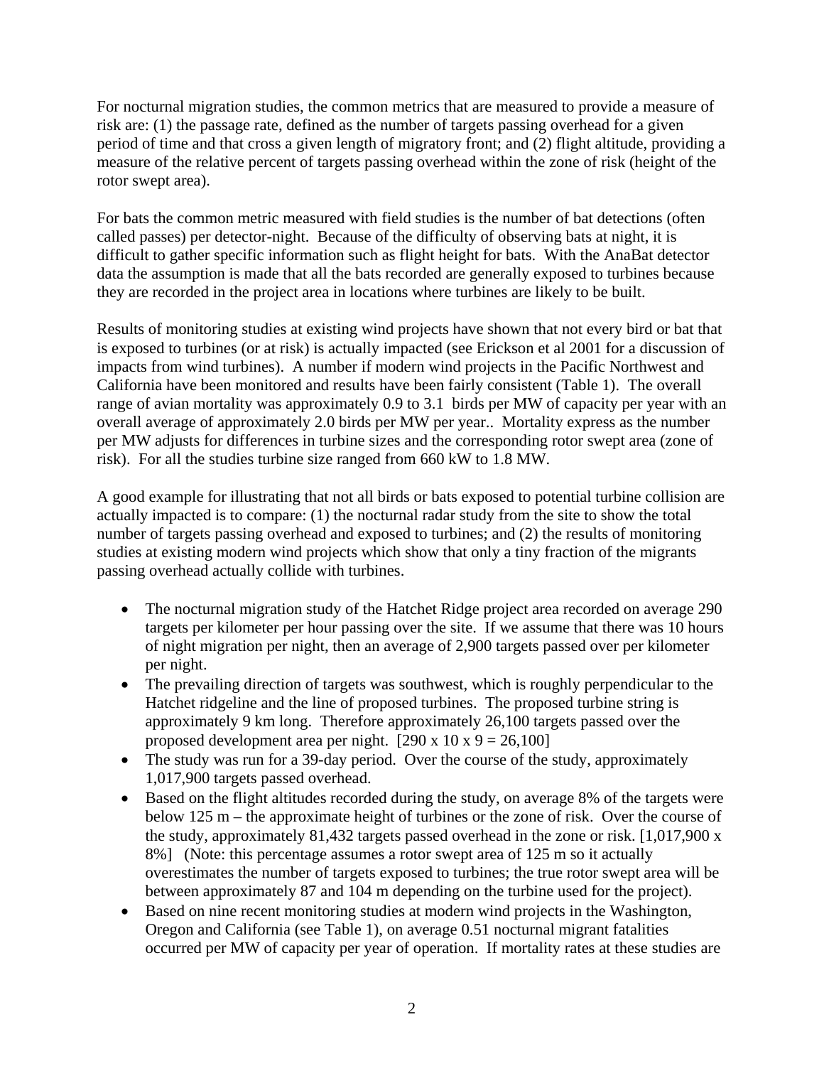For nocturnal migration studies, the common metrics that are measured to provide a measure of risk are: (1) the passage rate, defined as the number of targets passing overhead for a given period of time and that cross a given length of migratory front; and (2) flight altitude, providing a measure of the relative percent of targets passing overhead within the zone of risk (height of the rotor swept area).

For bats the common metric measured with field studies is the number of bat detections (often called passes) per detector-night. Because of the difficulty of observing bats at night, it is difficult to gather specific information such as flight height for bats. With the AnaBat detector data the assumption is made that all the bats recorded are generally exposed to turbines because they are recorded in the project area in locations where turbines are likely to be built.

Results of monitoring studies at existing wind projects have shown that not every bird or bat that is exposed to turbines (or at risk) is actually impacted (see Erickson et al 2001 for a discussion of impacts from wind turbines). A number if modern wind projects in the Pacific Northwest and California have been monitored and results have been fairly consistent (Table 1). The overall range of avian mortality was approximately 0.9 to 3.1 birds per MW of capacity per year with an overall average of approximately 2.0 birds per MW per year.. Mortality express as the number per MW adjusts for differences in turbine sizes and the corresponding rotor swept area (zone of risk). For all the studies turbine size ranged from 660 kW to 1.8 MW.

A good example for illustrating that not all birds or bats exposed to potential turbine collision are actually impacted is to compare: (1) the nocturnal radar study from the site to show the total number of targets passing overhead and exposed to turbines; and (2) the results of monitoring studies at existing modern wind projects which show that only a tiny fraction of the migrants passing overhead actually collide with turbines.

- The nocturnal migration study of the Hatchet Ridge project area recorded on average 290 targets per kilometer per hour passing over the site. If we assume that there was 10 hours of night migration per night, then an average of 2,900 targets passed over per kilometer per night.
- The prevailing direction of targets was southwest, which is roughly perpendicular to the Hatchet ridgeline and the line of proposed turbines. The proposed turbine string is approximately 9 km long. Therefore approximately 26,100 targets passed over the proposed development area per night. [290 x 10 x 9 = 26,100]
- The study was run for a 39-day period. Over the course of the study, approximately 1,017,900 targets passed overhead.
- Based on the flight altitudes recorded during the study, on average 8% of the targets were below 125 m – the approximate height of turbines or the zone of risk. Over the course of the study, approximately 81,432 targets passed overhead in the zone or risk. [1,017,900 x 8%] (Note: this percentage assumes a rotor swept area of 125 m so it actually overestimates the number of targets exposed to turbines; the true rotor swept area will be between approximately 87 and 104 m depending on the turbine used for the project).
- Based on nine recent monitoring studies at modern wind projects in the Washington, Oregon and California (see Table 1), on average 0.51 nocturnal migrant fatalities occurred per MW of capacity per year of operation. If mortality rates at these studies are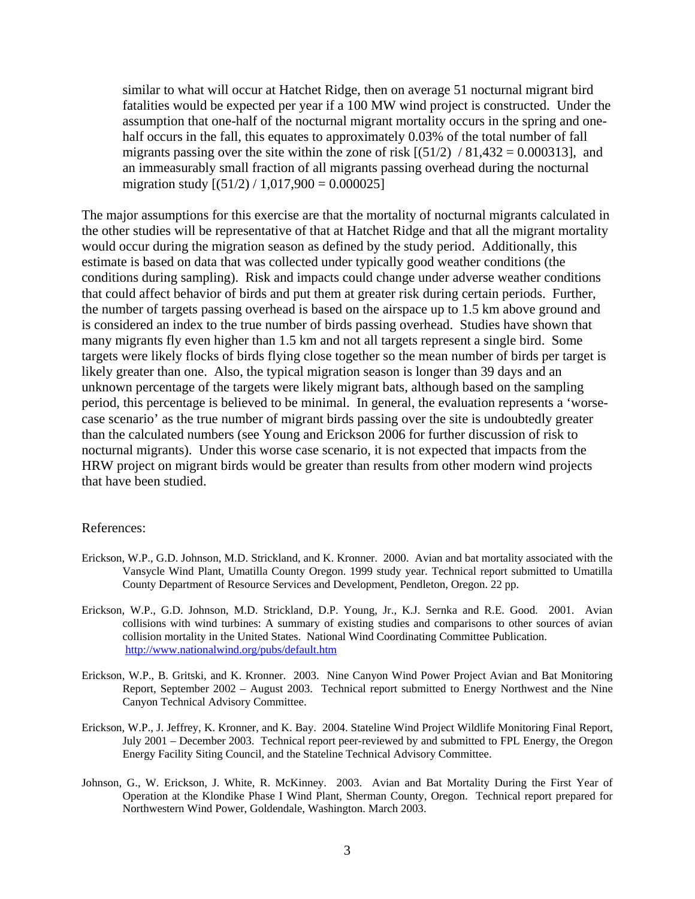similar to what will occur at Hatchet Ridge, then on average 51 nocturnal migrant bird fatalities would be expected per year if a 100 MW wind project is constructed. Under the assumption that one-half of the nocturnal migrant mortality occurs in the spring and one-half occurs in the fall, this equates to approximately 0.03% of the total number of fall migrants passing over the site within the zone of risk [(51/2) / 81,432 = 0.000313], and an immeasurably small fraction of all migrants passing overhead during the nocturnal migration study [(51/2) / 1,017,900 = 0.000025]

The major assumptions for this exercise are that the mortality of nocturnal migrants calculated in the other studies will be representative of that at Hatchet Ridge and that all the migrant mortality would occur during the migration season as defined by the study period. Additionally, this estimate is based on data that was collected under typically good weather conditions (the conditions during sampling). Risk and impacts could change under adverse weather conditions that could affect behavior of birds and put them at greater risk during certain periods. Further, the number of targets passing overhead is based on the airspace up to 1.5 km above ground and is considered an index to the true number of birds passing overhead. Studies have shown that many migrants fly even higher than 1.5 km and not all targets represent a single bird. Some targets were likely flocks of birds flying close together so the mean number of birds per target is likely greater than one. Also, the typical migration season is longer than 39 days and an unknown percentage of the targets were likely migrant bats, although based on the sampling period, this percentage is believed to be minimal. In general, the evaluation represents a 'worse-case scenario' as the true number of migrant birds passing over the site is undoubtedly greater than the calculated numbers (see Young and Erickson 2006 for further discussion of risk to nocturnal migrants). Under this worse case scenario, it is not expected that impacts from the HRW project on migrant birds would be greater than results from other modern wind projects that have been studied.

References:

Erickson, W.P., G.D. Johnson, M.D. Strickland, and K. Kronner. 2000. Avian and bat mortality associated with the Vansycle Wind Plant, Umatilla County Oregon. 1999 study year. Technical report submitted to Umatilla County Department of Resource Services and Development, Pendleton, Oregon. 22 pp.

Erickson, W.P., G.D. Johnson, M.D. Strickland, D.P. Young, Jr., K.J. Sernka and R.E. Good. 2001. Avian collisions with wind turbines: A summary of existing studies and comparisons to other sources of avian collision mortality in the United States. National Wind Coordinating Committee Publication. http://www.nationalwind.org/pubs/default.htm

Erickson, W.P., B. Gritski, and K. Kronner. 2003. Nine Canyon Wind Power Project Avian and Bat Monitoring Report, September 2002 – August 2003. Technical report submitted to Energy Northwest and the Nine Canyon Technical Advisory Committee.

Erickson, W.P., J. Jeffrey, K. Kronner, and K. Bay. 2004. Stateline Wind Project Wildlife Monitoring Final Report, July 2001 – December 2003. Technical report peer-reviewed by and submitted to FPL Energy, the Oregon Energy Facility Siting Council, and the Stateline Technical Advisory Committee.

Johnson, G., W. Erickson, J. White, R. McKinney. 2003. Avian and Bat Mortality During the First Year of Operation at the Klondike Phase I Wind Plant, Sherman County, Oregon. Technical report prepared for Northwestern Wind Power, Goldendale, Washington. March 2003.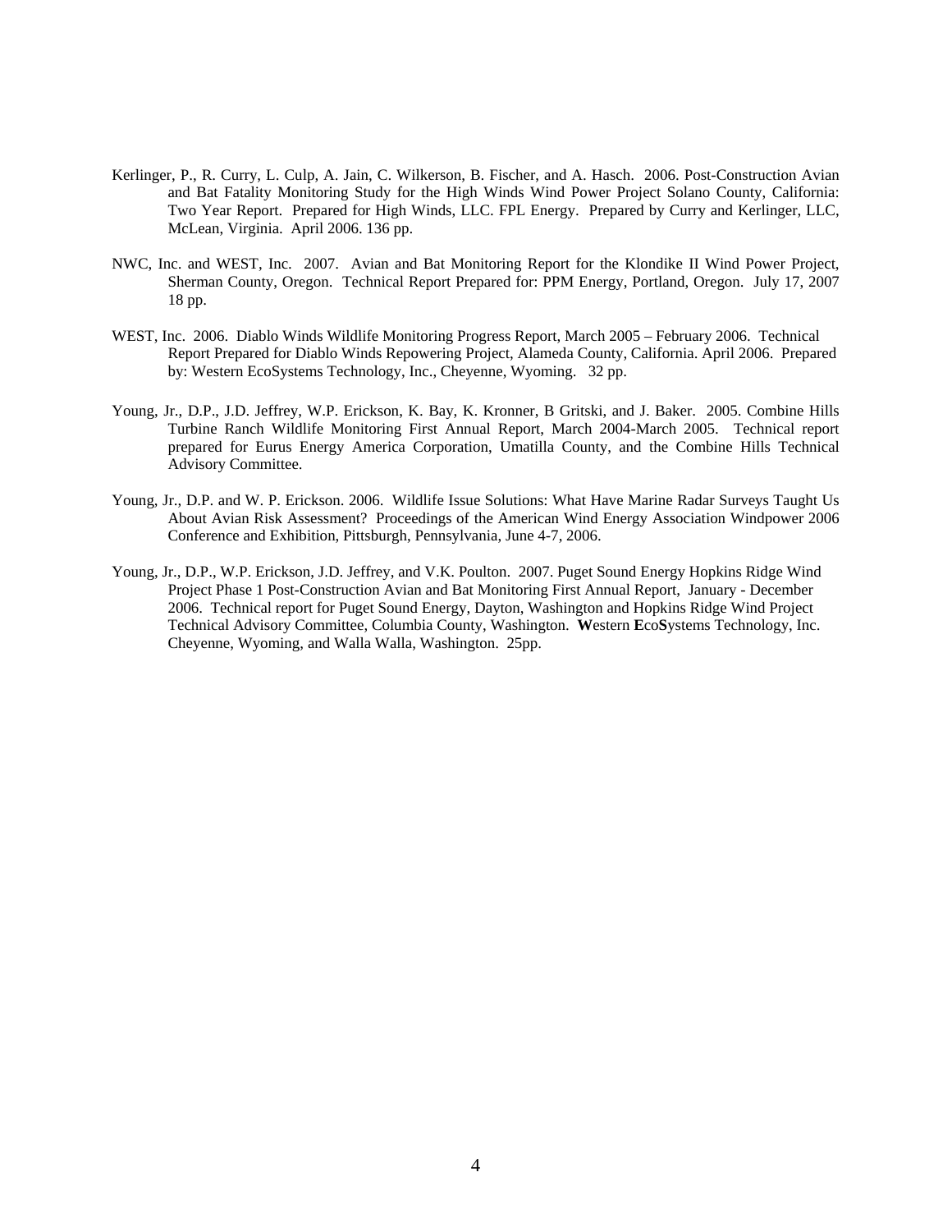Kerlinger, P., R. Curry, L. Culp, A. Jain, C. Wilkerson, B. Fischer, and A. Hasch. 2006. Post-Construction Avian and Bat Fatality Monitoring Study for the High Winds Wind Power Project Solano County, California: Two Year Report. Prepared for High Winds, LLC. FPL Energy. Prepared by Curry and Kerlinger, LLC, McLean, Virginia. April 2006. 136 pp.

NWC, Inc. and WEST, Inc. 2007. Avian and Bat Monitoring Report for the Klondike II Wind Power Project, Sherman County, Oregon. Technical Report Prepared for: PPM Energy, Portland, Oregon. July 17, 2007 18 pp.

WEST, Inc. 2006. Diablo Winds Wildlife Monitoring Progress Report, March 2005 – February 2006. Technical Report Prepared for Diablo Winds Repowering Project, Alameda County, California. April 2006. Prepared by: Western EcoSystems Technology, Inc., Cheyenne, Wyoming. 32 pp.

Young, Jr., D.P., J.D. Jeffrey, W.P. Erickson, K. Bay, K. Kronner, B Gritski, and J. Baker. 2005. Combine Hills Turbine Ranch Wildlife Monitoring First Annual Report, March 2004-March 2005. Technical report prepared for Eurus Energy America Corporation, Umatilla County, and the Combine Hills Technical Advisory Committee.

Young, Jr., D.P. and W. P. Erickson. 2006. Wildlife Issue Solutions: What Have Marine Radar Surveys Taught Us About Avian Risk Assessment? Proceedings of the American Wind Energy Association Windpower 2006 Conference and Exhibition, Pittsburgh, Pennsylvania, June 4-7, 2006.

Young, Jr., D.P., W.P. Erickson, J.D. Jeffrey, and V.K. Poulton. 2007. Puget Sound Energy Hopkins Ridge Wind Project Phase 1 Post-Construction Avian and Bat Monitoring First Annual Report, January - December 2006. Technical report for Puget Sound Energy, Dayton, Washington and Hopkins Ridge Wind Project Technical Advisory Committee, Columbia County, Washington. **W**estern **E**co**S**ystems Technology, Inc. Cheyenne, Wyoming, and Walla Walla, Washington. 25pp.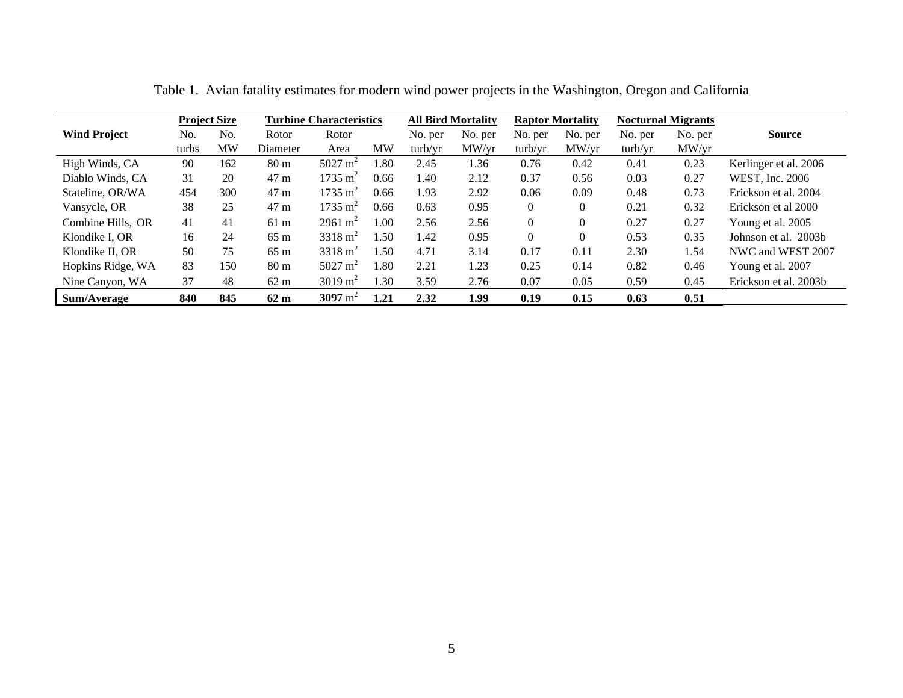Table 1. Avian fatality estimates for modern wind power projects in the Washington, Oregon and California

| | **Project Size** | | **Turbine Characteristics** | | | **All Bird Mortality** | | **Raptor Mortality** | | **Nocturnal Migrants** | | |
|---|---|---|---|---|---|---|---|---|---|---|---|---|
| **Wind Project** | No. turbs | No. MW | Rotor Diameter | Rotor Area | MW | No. per turb/yr | No. per MW/yr | No. per turb/yr | No. per MW/yr | No. per turb/yr | No. per MW/yr | **Source** |
| High Winds, CA | 90 | 162 | 80 m | 5027 $m^2$ | 1.80 | 2.45 | 1.36 | 0.76 | 0.42 | 0.41 | 0.23 | Kerlinger et al. 2006 |
| Diablo Winds, CA | 31 | 20 | 47 m | 1735 $m^2$ | 0.66 | 1.40 | 2.12 | 0.37 | 0.56 | 0.03 | 0.27 | WEST, Inc. 2006 |
| Stateline, OR/WA | 454 | 300 | 47 m | 1735 $m^2$ | 0.66 | 1.93 | 2.92 | 0.06 | 0.09 | 0.48 | 0.73 | Erickson et al. 2004 |
| Vansycle, OR | 38 | 25 | 47 m | 1735 $m^2$ | 0.66 | 0.63 | 0.95 | 0 | 0 | 0.21 | 0.32 | Erickson et al 2000 |
| Combine Hills, OR | 41 | 41 | 61 m | 2961 $m^2$ | 1.00 | 2.56 | 2.56 | 0 | 0 | 0.27 | 0.27 | Young et al. 2005 |
| Klondike I, OR | 16 | 24 | 65 m | 3318 $m^2$ | 1.50 | 1.42 | 0.95 | 0 | 0 | 0.53 | 0.35 | Johnson et al. 2003b |
| Klondike II, OR | 50 | 75 | 65 m | 3318 $m^2$ | 1.50 | 4.71 | 3.14 | 0.17 | 0.11 | 2.30 | 1.54 | NWC and WEST 2007 |
| Hopkins Ridge, WA | 83 | 150 | 80 m | 5027 $m^2$ | 1.80 | 2.21 | 1.23 | 0.25 | 0.14 | 0.82 | 0.46 | Young et al. 2007 |
| Nine Canyon, WA | 37 | 48 | 62 m | 3019 $m^2$ | 1.30 | 3.59 | 2.76 | 0.07 | 0.05 | 0.59 | 0.45 | Erickson et al. 2003b |
| **Sum/Average** | **840** | **845** | **62 m** | **3097** $m^2$ | **1.21** | **2.32** | **1.99** | **0.19** | **0.15** | **0.63** | **0.51** | |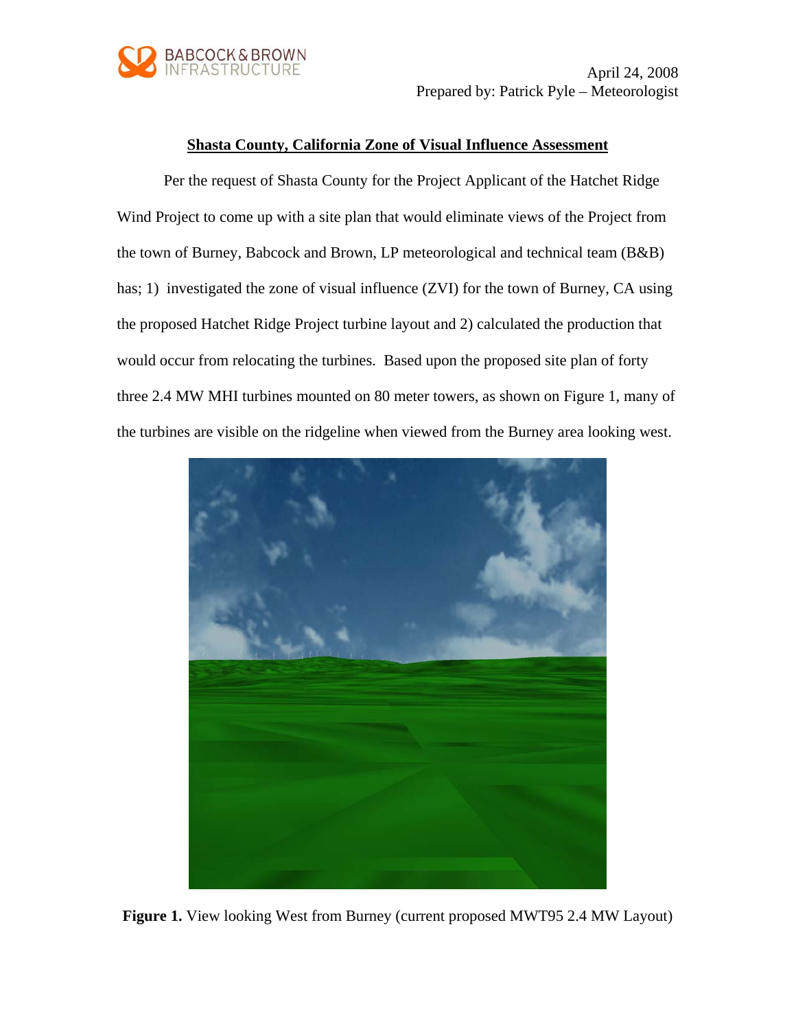April 24, 2008
Prepared by: Patrick Pyle – Meteorologist

## Shasta County, California Zone of Visual Influence Assessment

Per the request of Shasta County for the Project Applicant of the Hatchet Ridge Wind Project to come up with a site plan that would eliminate views of the Project from the town of Burney, Babcock and Brown, LP meteorological and technical team (B&B) has; 1) investigated the zone of visual influence (ZVI) for the town of Burney, CA using the proposed Hatchet Ridge Project turbine layout and 2) calculated the production that would occur from relocating the turbines. Based upon the proposed site plan of forty three 2.4 MW MHI turbines mounted on 80 meter towers, as shown on Figure 1, many of the turbines are visible on the ridgeline when viewed from the Burney area looking west.

**Figure 1.** View looking West from Burney (current proposed MWT95 2.4 MW Layout)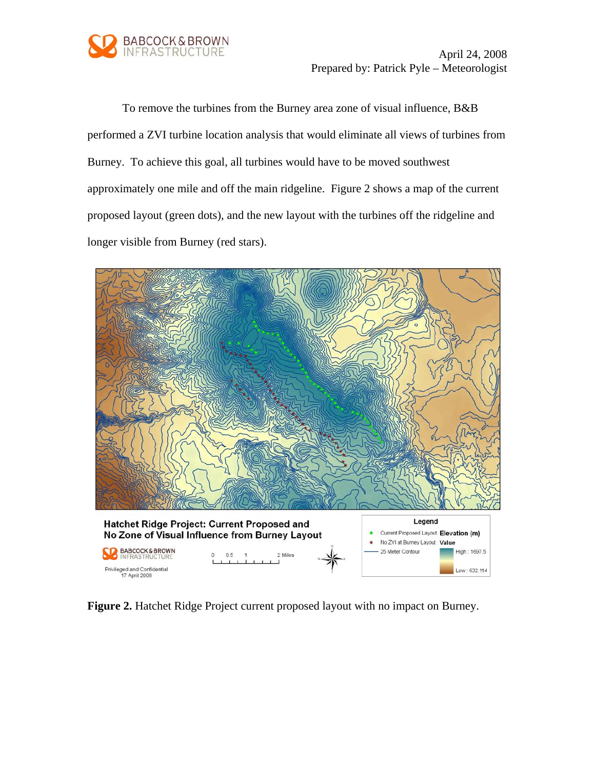April 24, 2008
Prepared by: Patrick Pyle – Meteorologist

To remove the turbines from the Burney area zone of visual influence, B&B performed a ZVI turbine location analysis that would eliminate all views of turbines from Burney. To achieve this goal, all turbines would have to be moved southwest approximately one mile and off the main ridgeline. Figure 2 shows a map of the current proposed layout (green dots), and the new layout with the turbines off the ridgeline and longer visible from Burney (red stars).

**Hatchet Ridge Project: Current Proposed and No Zone of Visual Influence from Burney Layout**

BABCOCK & BROWN INFRASTRUCTURE

Privileged and Confidential
17 April 2008

0 0.5 1 2 Miles

Legend
- Current Proposed Layout
- No ZVI at Burney Layout
- 25 Meter Contour

Elevation (m) Value
High : 1697.5
Low : 632.114

**Figure 2.** Hatchet Ridge Project current proposed layout with no impact on Burney.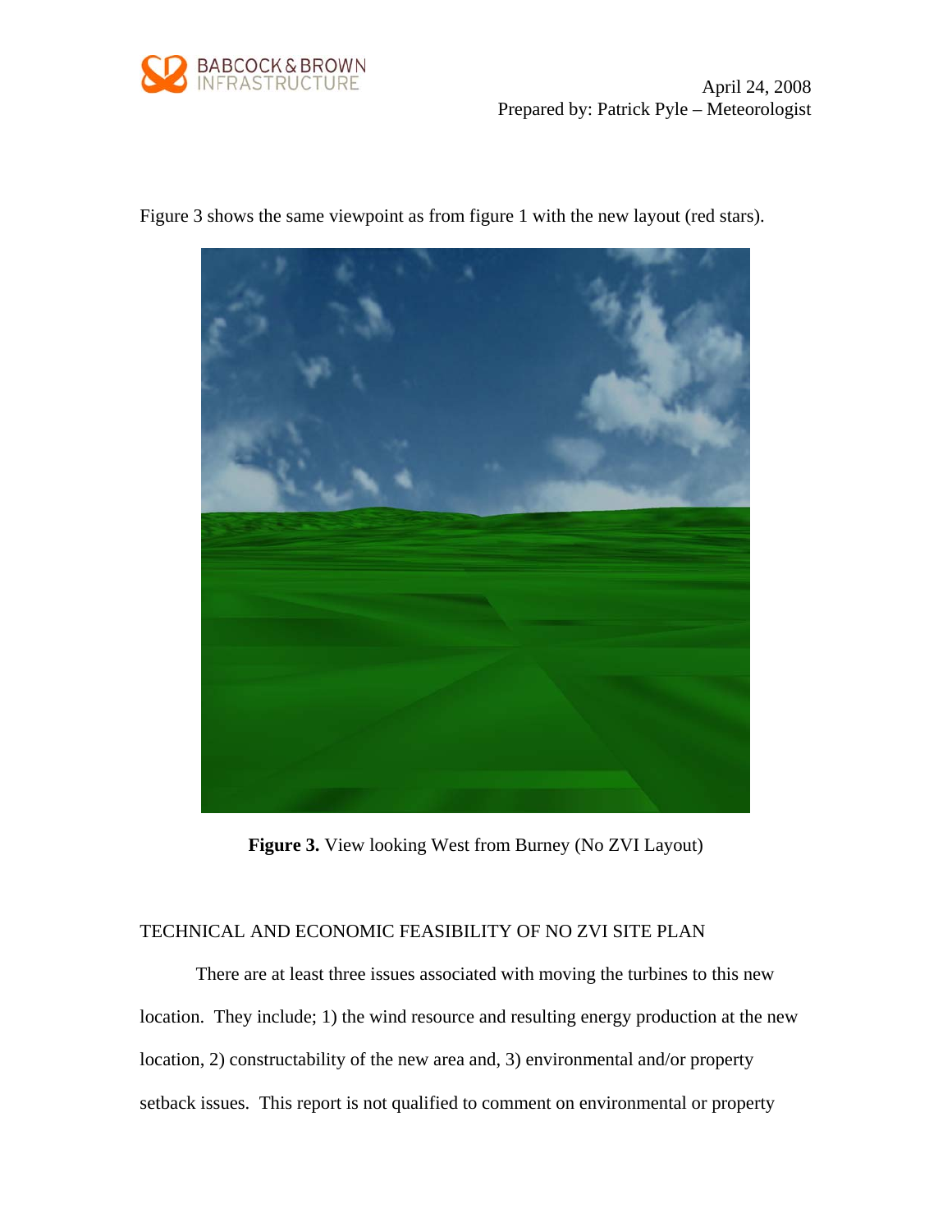Figure 3 shows the same viewpoint as from figure 1 with the new layout (red stars).

**Figure 3.** View looking West from Burney (No ZVI Layout)

TECHNICAL AND ECONOMIC FEASIBILITY OF NO ZVI SITE PLAN

There are at least three issues associated with moving the turbines to this new location. They include; 1) the wind resource and resulting energy production at the new location, 2) constructability of the new area and, 3) environmental and/or property setback issues. This report is not qualified to comment on environmental or property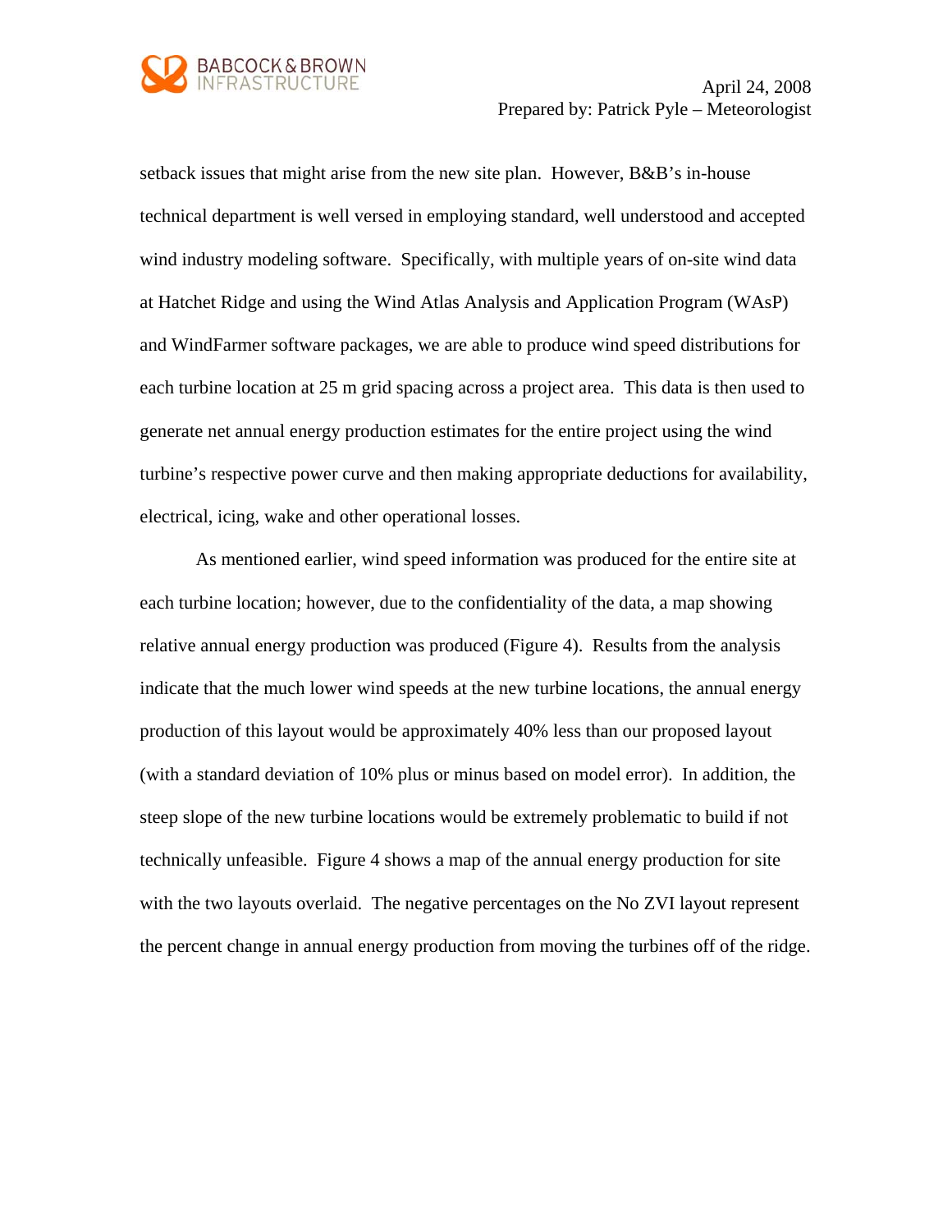setback issues that might arise from the new site plan. However, B&B's in-house technical department is well versed in employing standard, well understood and accepted wind industry modeling software. Specifically, with multiple years of on-site wind data at Hatchet Ridge and using the Wind Atlas Analysis and Application Program (WAsP) and WindFarmer software packages, we are able to produce wind speed distributions for each turbine location at 25 m grid spacing across a project area. This data is then used to generate net annual energy production estimates for the entire project using the wind turbine's respective power curve and then making appropriate deductions for availability, electrical, icing, wake and other operational losses.

As mentioned earlier, wind speed information was produced for the entire site at each turbine location; however, due to the confidentiality of the data, a map showing relative annual energy production was produced (Figure 4). Results from the analysis indicate that the much lower wind speeds at the new turbine locations, the annual energy production of this layout would be approximately 40% less than our proposed layout (with a standard deviation of 10% plus or minus based on model error). In addition, the steep slope of the new turbine locations would be extremely problematic to build if not technically unfeasible. Figure 4 shows a map of the annual energy production for site with the two layouts overlaid. The negative percentages on the No ZVI layout represent the percent change in annual energy production from moving the turbines off of the ridge.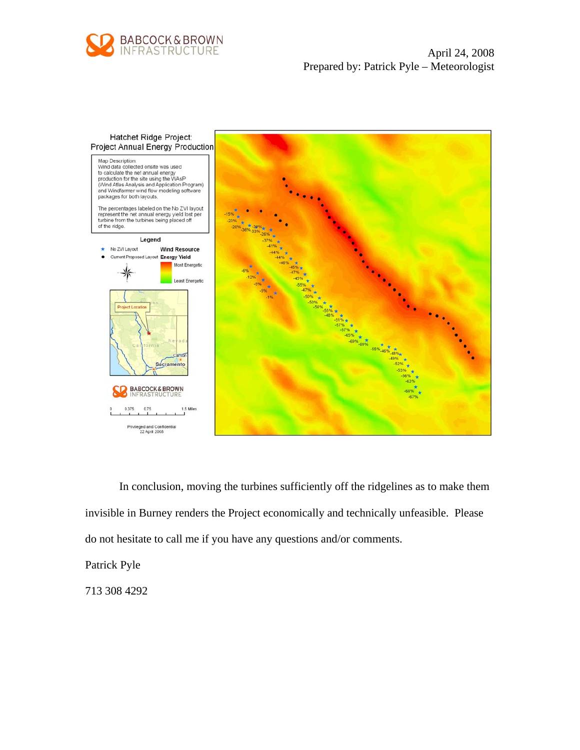April 24, 2008
Prepared by: Patrick Pyle – Meteorologist

Hatchet Ridge Project:
Project Annual Energy Production

Map Description:
Wind data collected onsite was used to calculate the net annual energy production for the site using the WAsP (Wind Atlas Analysis and Application Program) and Windfarmer wind flow modeling software packages for both layouts.

The percentages labeled on the No ZVI layout represent the net annual energy yield lost per turbine from the turbines being placed off of the ridge.

Legend

No ZVI Layout

Current Proposed Layout

Wind Resource Energy Yield

Most Energetic

Least Energetic

Project Location

California

Nevada

Carson

Sacramento

0 0.375 0.75 1.5 Miles

Privileged and Confidential
22 April 2008

-15% -23% -26% -36% -30% -33% -26% -37% -41% -44% -44% -46% -45% -47% -45% -55% -47% -50% -50% -56% -55% -48% -51% -57% -57% -65% -69% -69% -55% -46% -48% -49% -52% -53% -56% -63% -64% -67%

-6% -12% -5% -5% -1%

In conclusion, moving the turbines sufficiently off the ridgelines as to make them invisible in Burney renders the Project economically and technically unfeasible. Please do not hesitate to call me if you have any questions and/or comments.

Patrick Pyle

713 308 4292